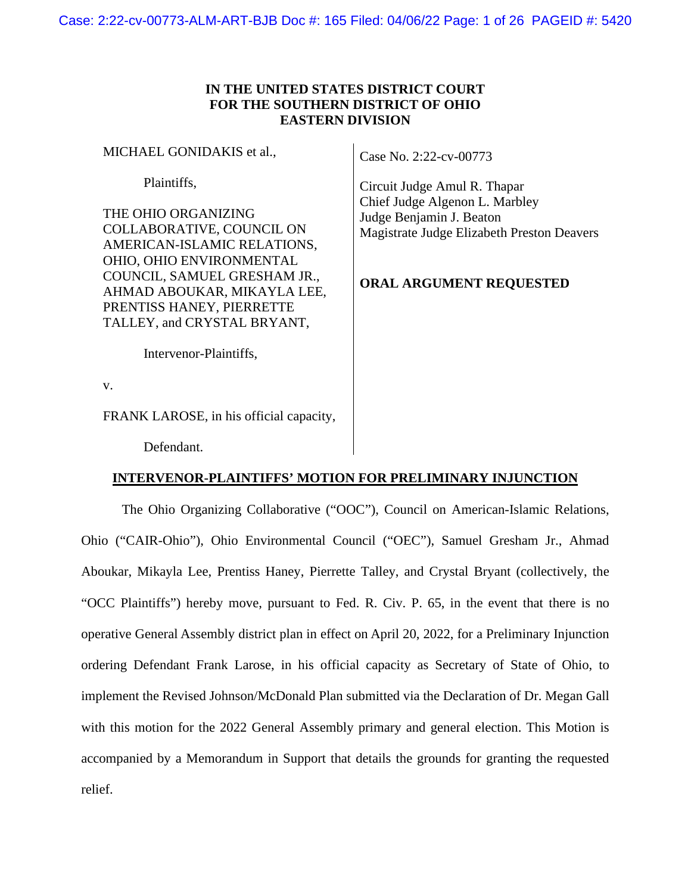**IN THE UNITED STATES DISTRICT COURT**
**FOR THE SOUTHERN DISTRICT OF OHIO**
**EASTERN DIVISION**

MICHAEL GONIDAKIS et al.,

Plaintiffs,

THE OHIO ORGANIZING COLLABORATIVE, COUNCIL ON AMERICAN-ISLAMIC RELATIONS, OHIO, OHIO ENVIRONMENTAL COUNCIL, SAMUEL GRESHAM JR., AHMAD ABOUKAR, MIKAYLA LEE, PRENTISS HANEY, PIERRETTE TALLEY, and CRYSTAL BRYANT,

Intervenor-Plaintiffs,

v.

FRANK LAROSE, in his official capacity,

Defendant.

Case No. 2:22-cv-00773

Circuit Judge Amul R. Thapar
Chief Judge Algenon L. Marbley
Judge Benjamin J. Beaton
Magistrate Judge Elizabeth Preston Deavers

**ORAL ARGUMENT REQUESTED**

**INTERVENOR-PLAINTIFFS' MOTION FOR PRELIMINARY INJUNCTION**

The Ohio Organizing Collaborative ("OOC"), Council on American-Islamic Relations, Ohio ("CAIR-Ohio"), Ohio Environmental Council ("OEC"), Samuel Gresham Jr., Ahmad Aboukar, Mikayla Lee, Prentiss Haney, Pierrette Talley, and Crystal Bryant (collectively, the "OCC Plaintiffs") hereby move, pursuant to Fed. R. Civ. P. 65, in the event that there is no operative General Assembly district plan in effect on April 20, 2022, for a Preliminary Injunction ordering Defendant Frank Larose, in his official capacity as Secretary of State of Ohio, to implement the Revised Johnson/McDonald Plan submitted via the Declaration of Dr. Megan Gall with this motion for the 2022 General Assembly primary and general election. This Motion is accompanied by a Memorandum in Support that details the grounds for granting the requested relief.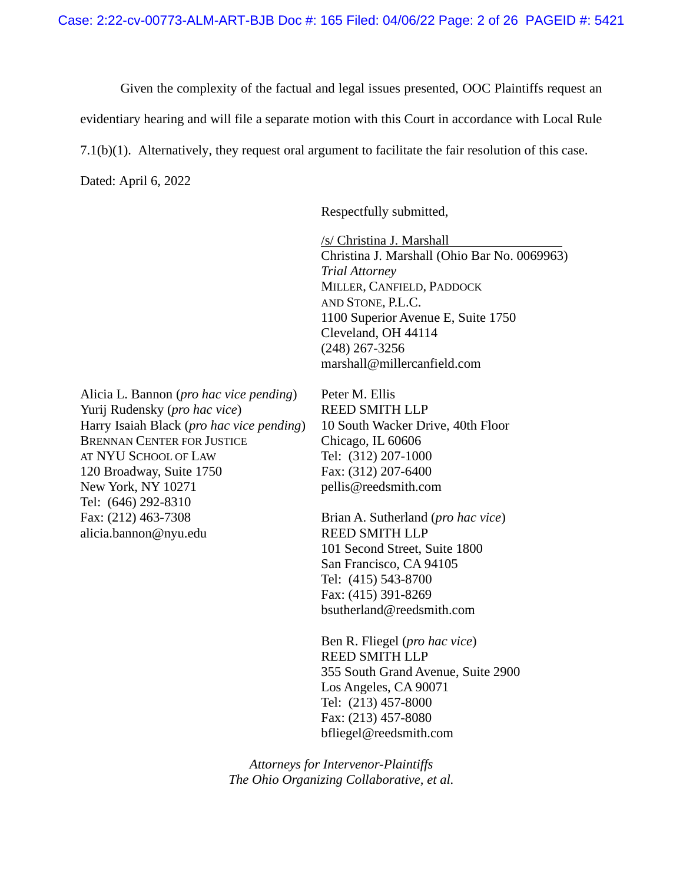Given the complexity of the factual and legal issues presented, OOC Plaintiffs request an evidentiary hearing and will file a separate motion with this Court in accordance with Local Rule 7.1(b)(1). Alternatively, they request oral argument to facilitate the fair resolution of this case.

Dated: April 6, 2022

Respectfully submitted,

/s/ Christina J. Marshall
Christina J. Marshall (Ohio Bar No. 0069963)
*Trial Attorney*
MILLER, CANFIELD, PADDOCK
AND STONE, P.L.C.
1100 Superior Avenue E, Suite 1750
Cleveland, OH 44114
(248) 267-3256
marshall@millercanfield.com

Alicia L. Bannon (*pro hac vice pending*)
Yurij Rudensky (*pro hac vice*)
Harry Isaiah Black (*pro hac vice pending*)
BRENNAN CENTER FOR JUSTICE
AT NYU SCHOOL OF LAW
120 Broadway, Suite 1750
New York, NY 10271
Tel: (646) 292-8310
Fax: (212) 463-7308
alicia.bannon@nyu.edu

Peter M. Ellis
REED SMITH LLP
10 South Wacker Drive, 40th Floor
Chicago, IL 60606
Tel: (312) 207-1000
Fax: (312) 207-6400
pellis@reedsmith.com

Brian A. Sutherland (*pro hac vice*)
REED SMITH LLP
101 Second Street, Suite 1800
San Francisco, CA 94105
Tel: (415) 543-8700
Fax: (415) 391-8269
bsutherland@reedsmith.com

Ben R. Fliegel (*pro hac vice*)
REED SMITH LLP
355 South Grand Avenue, Suite 2900
Los Angeles, CA 90071
Tel: (213) 457-8000
Fax: (213) 457-8080
bfliegel@reedsmith.com

*Attorneys for Intervenor-Plaintiffs*
*The Ohio Organizing Collaborative, et al.*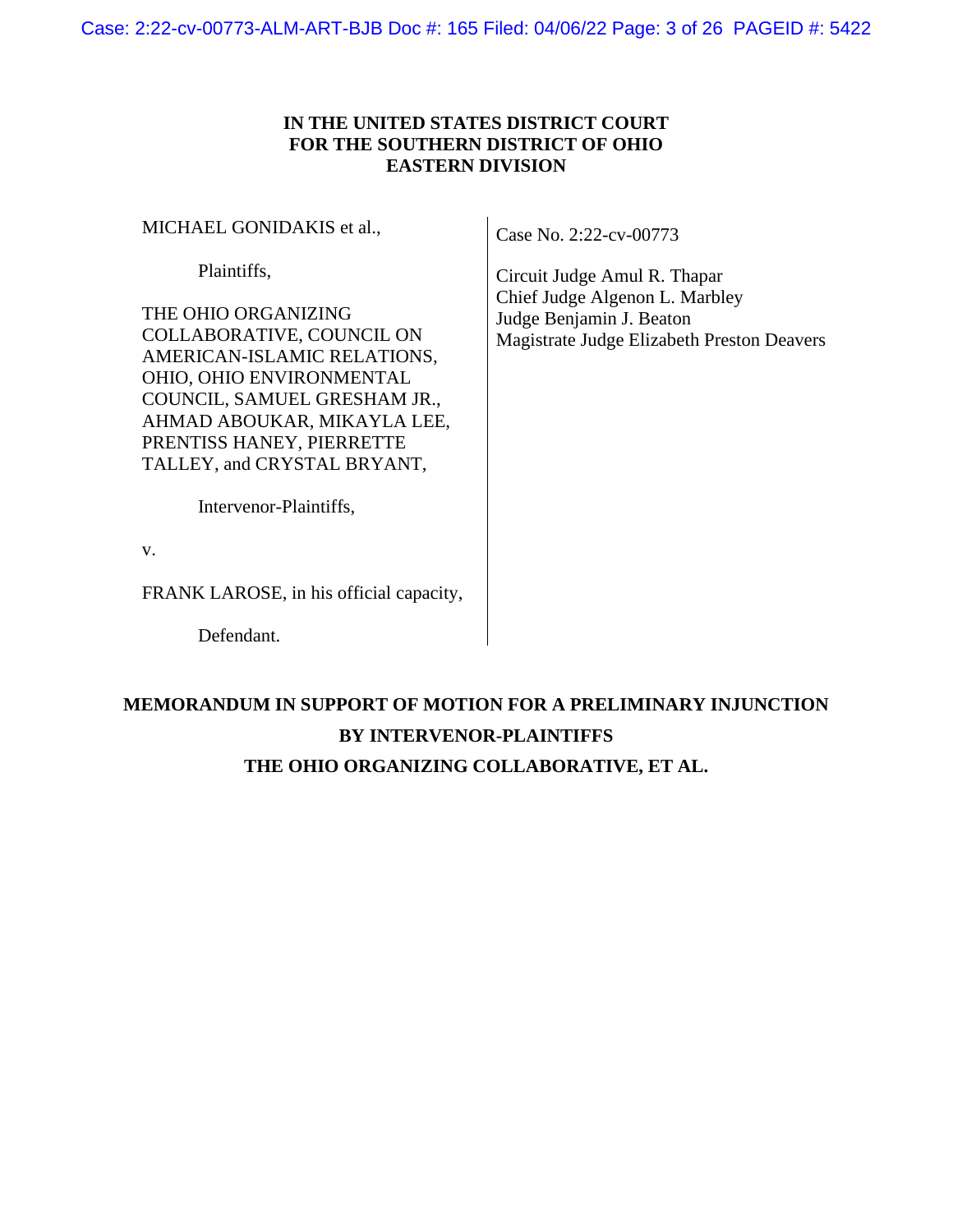**IN THE UNITED STATES DISTRICT COURT**
**FOR THE SOUTHERN DISTRICT OF OHIO**
**EASTERN DIVISION**

MICHAEL GONIDAKIS et al.,

Plaintiffs,

THE OHIO ORGANIZING COLLABORATIVE, COUNCIL ON AMERICAN-ISLAMIC RELATIONS, OHIO, OHIO ENVIRONMENTAL COUNCIL, SAMUEL GRESHAM JR., AHMAD ABOUKAR, MIKAYLA LEE, PRENTISS HANEY, PIERRETTE TALLEY, and CRYSTAL BRYANT,

Intervenor-Plaintiffs,

v.

FRANK LAROSE, in his official capacity,

Defendant.

Case No. 2:22-cv-00773

Circuit Judge Amul R. Thapar
Chief Judge Algenon L. Marbley
Judge Benjamin J. Beaton
Magistrate Judge Elizabeth Preston Deavers

**MEMORANDUM IN SUPPORT OF MOTION FOR A PRELIMINARY INJUNCTION BY INTERVENOR-PLAINTIFFS THE OHIO ORGANIZING COLLABORATIVE, ET AL.**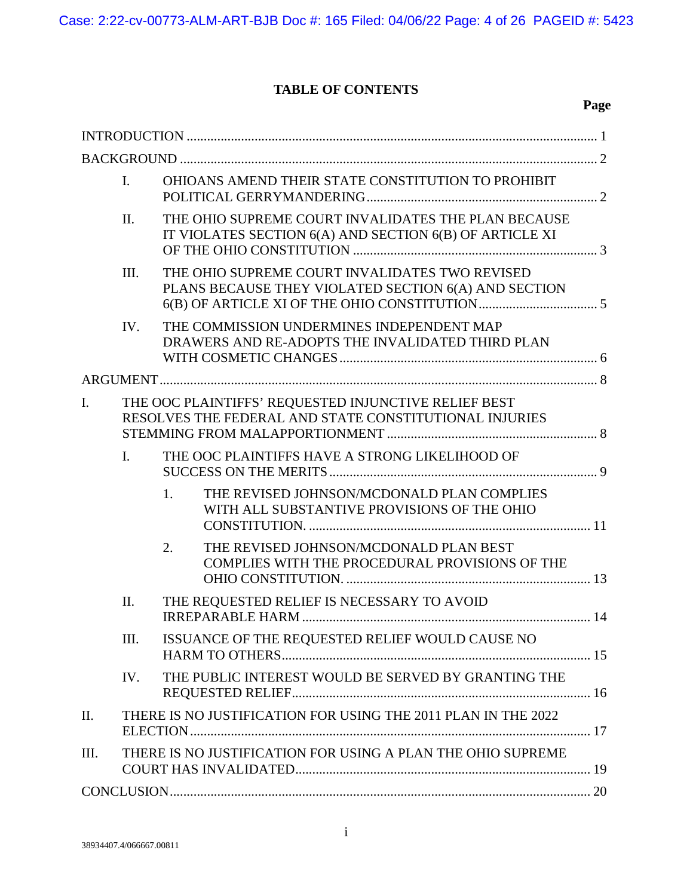## TABLE OF CONTENTS

**Page**

INTRODUCTION ..... 1

BACKGROUND ..... 2

- I. OHIOANS AMEND THEIR STATE CONSTITUTION TO PROHIBIT POLITICAL GERRYMANDERING ..... 2
- II. THE OHIO SUPREME COURT INVALIDATES THE PLAN BECAUSE IT VIOLATES SECTION 6(A) AND SECTION 6(B) OF ARTICLE XI OF THE OHIO CONSTITUTION ..... 3
- III. THE OHIO SUPREME COURT INVALIDATES TWO REVISED PLANS BECAUSE THEY VIOLATED SECTION 6(A) AND SECTION 6(B) OF ARTICLE XI OF THE OHIO CONSTITUTION ..... 5
- IV. THE COMMISSION UNDERMINES INDEPENDENT MAP DRAWERS AND RE-ADOPTS THE INVALIDATED THIRD PLAN WITH COSMETIC CHANGES ..... 6

ARGUMENT ..... 8

I. THE OOC PLAINTIFFS' REQUESTED INJUNCTIVE RELIEF BEST RESOLVES THE FEDERAL AND STATE CONSTITUTIONAL INJURIES STEMMING FROM MALAPPORTIONMENT ..... 8

- I. THE OOC PLAINTIFFS HAVE A STRONG LIKELIHOOD OF SUCCESS ON THE MERITS ..... 9
  - 1. THE REVISED JOHNSON/MCDONALD PLAN COMPLIES WITH ALL SUBSTANTIVE PROVISIONS OF THE OHIO CONSTITUTION. ..... 11
  - 2. THE REVISED JOHNSON/MCDONALD PLAN BEST COMPLIES WITH THE PROCEDURAL PROVISIONS OF THE OHIO CONSTITUTION. ..... 13
- II. THE REQUESTED RELIEF IS NECESSARY TO AVOID IRREPARABLE HARM ..... 14
- III. ISSUANCE OF THE REQUESTED RELIEF WOULD CAUSE NO HARM TO OTHERS ..... 15
- IV. THE PUBLIC INTEREST WOULD BE SERVED BY GRANTING THE REQUESTED RELIEF ..... 16

II. THERE IS NO JUSTIFICATION FOR USING THE 2011 PLAN IN THE 2022 ELECTION ..... 17

III. THERE IS NO JUSTIFICATION FOR USING A PLAN THE OHIO SUPREME COURT HAS INVALIDATED ..... 19

CONCLUSION ..... 20

38934407.4/066667.00811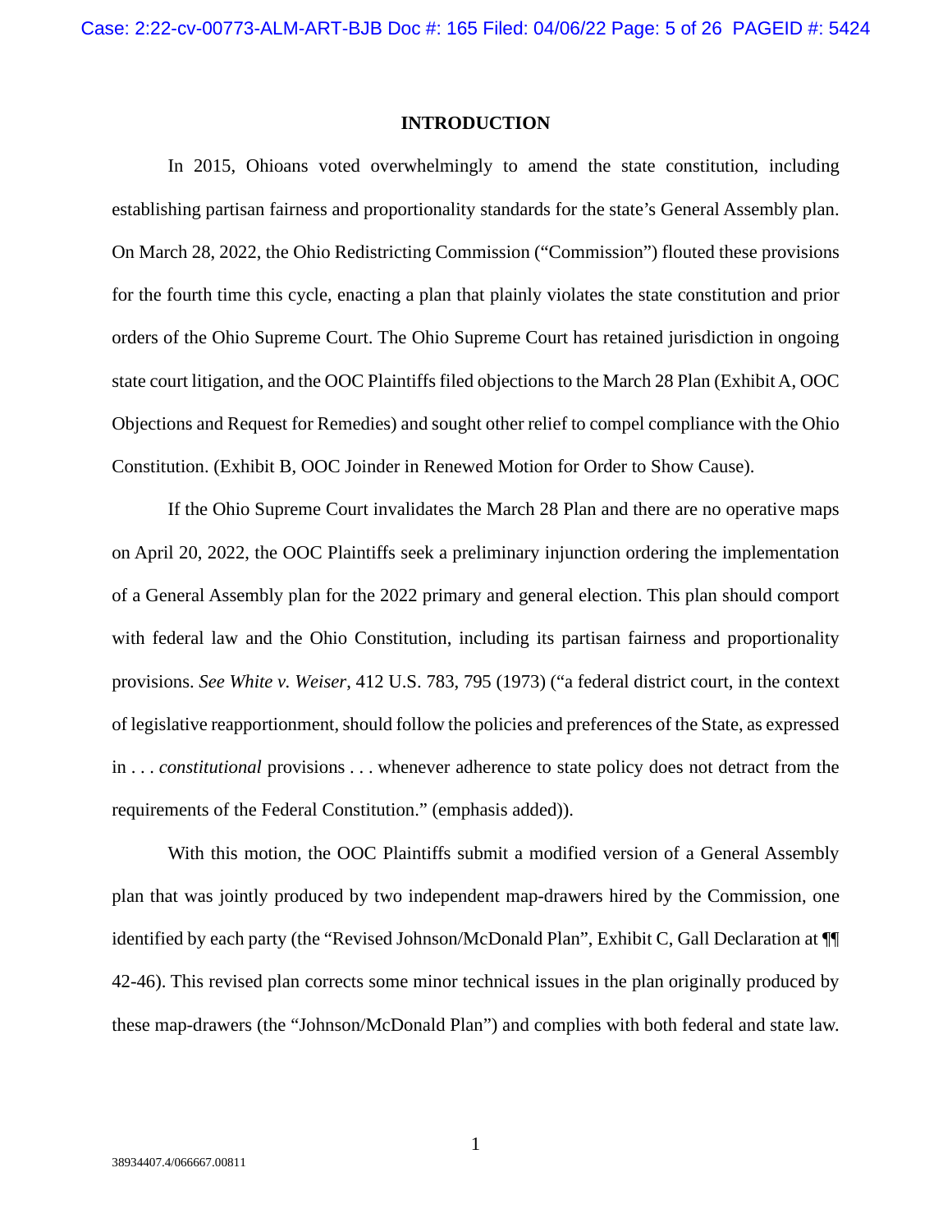## INTRODUCTION

In 2015, Ohioans voted overwhelmingly to amend the state constitution, including establishing partisan fairness and proportionality standards for the state's General Assembly plan. On March 28, 2022, the Ohio Redistricting Commission ("Commission") flouted these provisions for the fourth time this cycle, enacting a plan that plainly violates the state constitution and prior orders of the Ohio Supreme Court. The Ohio Supreme Court has retained jurisdiction in ongoing state court litigation, and the OOC Plaintiffs filed objections to the March 28 Plan (Exhibit A, OOC Objections and Request for Remedies) and sought other relief to compel compliance with the Ohio Constitution. (Exhibit B, OOC Joinder in Renewed Motion for Order to Show Cause).

If the Ohio Supreme Court invalidates the March 28 Plan and there are no operative maps on April 20, 2022, the OOC Plaintiffs seek a preliminary injunction ordering the implementation of a General Assembly plan for the 2022 primary and general election. This plan should comport with federal law and the Ohio Constitution, including its partisan fairness and proportionality provisions. *See White v. Weiser*, 412 U.S. 783, 795 (1973) ("a federal district court, in the context of legislative reapportionment, should follow the policies and preferences of the State, as expressed in . . . *constitutional* provisions . . . whenever adherence to state policy does not detract from the requirements of the Federal Constitution." (emphasis added)).

With this motion, the OOC Plaintiffs submit a modified version of a General Assembly plan that was jointly produced by two independent map-drawers hired by the Commission, one identified by each party (the "Revised Johnson/McDonald Plan", Exhibit C, Gall Declaration at ¶¶ 42-46). This revised plan corrects some minor technical issues in the plan originally produced by these map-drawers (the "Johnson/McDonald Plan") and complies with both federal and state law.

38934407.4/066667.00811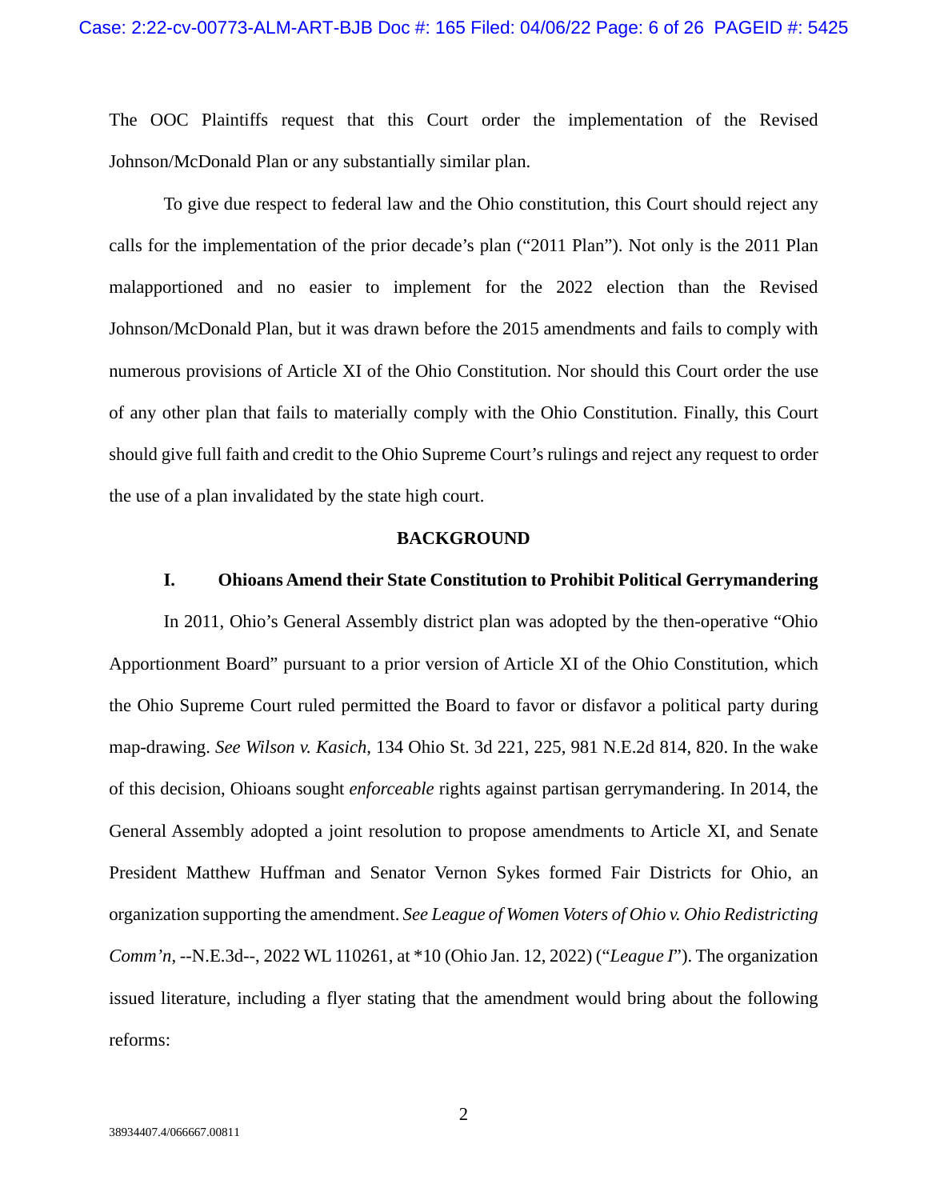The OOC Plaintiffs request that this Court order the implementation of the Revised Johnson/McDonald Plan or any substantially similar plan.

To give due respect to federal law and the Ohio constitution, this Court should reject any calls for the implementation of the prior decade's plan ("2011 Plan"). Not only is the 2011 Plan malapportioned and no easier to implement for the 2022 election than the Revised Johnson/McDonald Plan, but it was drawn before the 2015 amendments and fails to comply with numerous provisions of Article XI of the Ohio Constitution. Nor should this Court order the use of any other plan that fails to materially comply with the Ohio Constitution. Finally, this Court should give full faith and credit to the Ohio Supreme Court's rulings and reject any request to order the use of a plan invalidated by the state high court.

## BACKGROUND

### I. Ohioans Amend their State Constitution to Prohibit Political Gerrymandering

In 2011, Ohio's General Assembly district plan was adopted by the then-operative "Ohio Apportionment Board" pursuant to a prior version of Article XI of the Ohio Constitution, which the Ohio Supreme Court ruled permitted the Board to favor or disfavor a political party during map-drawing. *See Wilson v. Kasich*, 134 Ohio St. 3d 221, 225, 981 N.E.2d 814, 820. In the wake of this decision, Ohioans sought *enforceable* rights against partisan gerrymandering. In 2014, the General Assembly adopted a joint resolution to propose amendments to Article XI, and Senate President Matthew Huffman and Senator Vernon Sykes formed Fair Districts for Ohio, an organization supporting the amendment. *See League of Women Voters of Ohio v. Ohio Redistricting Comm'n*, --N.E.3d--, 2022 WL 110261, at *10 (Ohio Jan. 12, 2022) ("*League I*"). The organization issued literature, including a flyer stating that the amendment would bring about the following reforms: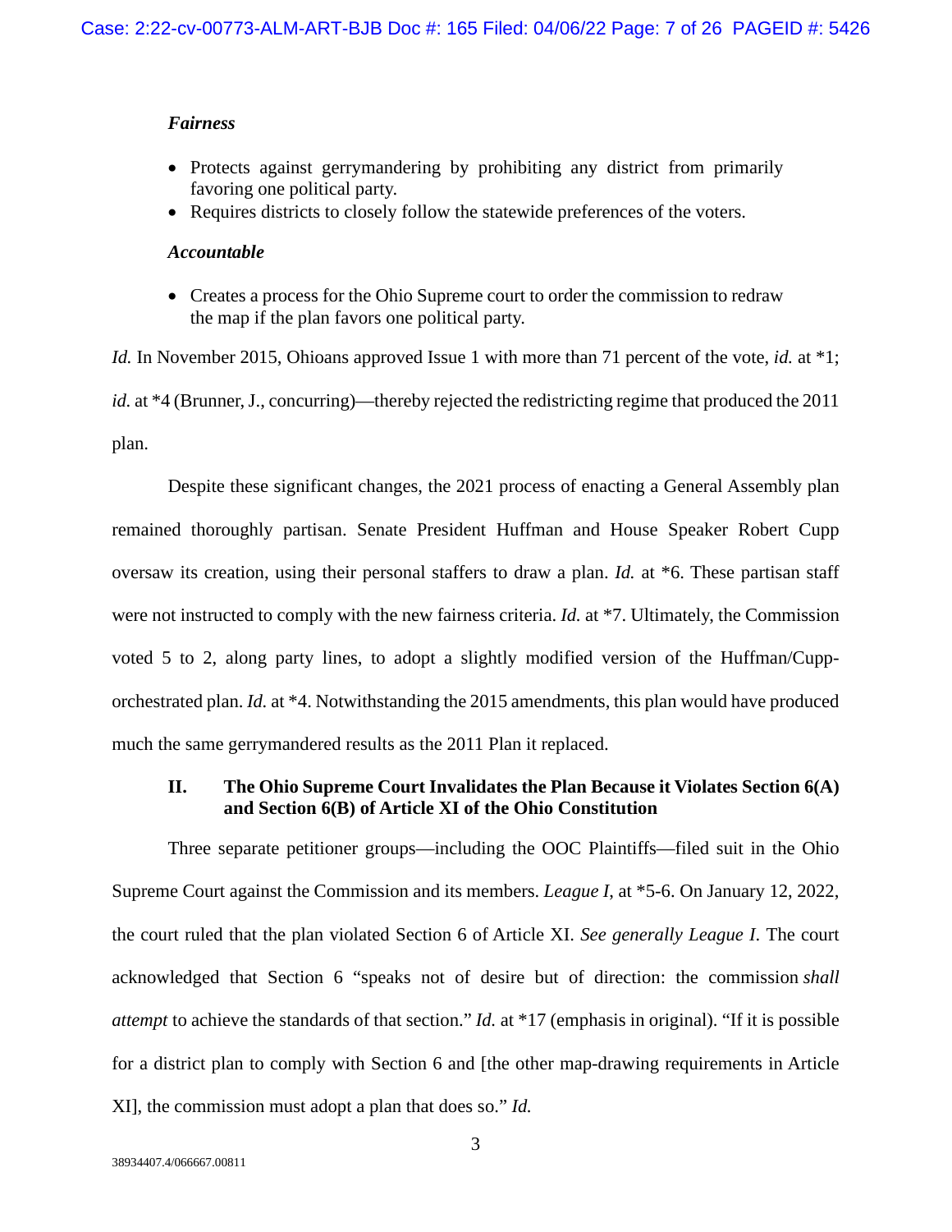***Fairness***

- Protects against gerrymandering by prohibiting any district from primarily favoring one political party.
- Requires districts to closely follow the statewide preferences of the voters.

***Accountable***

- Creates a process for the Ohio Supreme court to order the commission to redraw the map if the plan favors one political party.

*Id.* In November 2015, Ohioans approved Issue 1 with more than 71 percent of the vote, *id.* at *1; *id.* at *4 (Brunner, J., concurring)—thereby rejected the redistricting regime that produced the 2011 plan.

Despite these significant changes, the 2021 process of enacting a General Assembly plan remained thoroughly partisan. Senate President Huffman and House Speaker Robert Cupp oversaw its creation, using their personal staffers to draw a plan. *Id.* at *6. These partisan staff were not instructed to comply with the new fairness criteria. *Id.* at *7. Ultimately, the Commission voted 5 to 2, along party lines, to adopt a slightly modified version of the Huffman/Cupp-orchestrated plan. *Id.* at *4. Notwithstanding the 2015 amendments, this plan would have produced much the same gerrymandered results as the 2011 Plan it replaced.

## II. The Ohio Supreme Court Invalidates the Plan Because it Violates Section 6(A) and Section 6(B) of Article XI of the Ohio Constitution

Three separate petitioner groups—including the OOC Plaintiffs—filed suit in the Ohio Supreme Court against the Commission and its members. *League I*, at *5-6. On January 12, 2022, the court ruled that the plan violated Section 6 of Article XI. *See generally League I*. The court acknowledged that Section 6 "speaks not of desire but of direction: the commission *shall attempt* to achieve the standards of that section." *Id.* at *17 (emphasis in original). "If it is possible for a district plan to comply with Section 6 and [the other map-drawing requirements in Article XI], the commission must adopt a plan that does so." *Id.*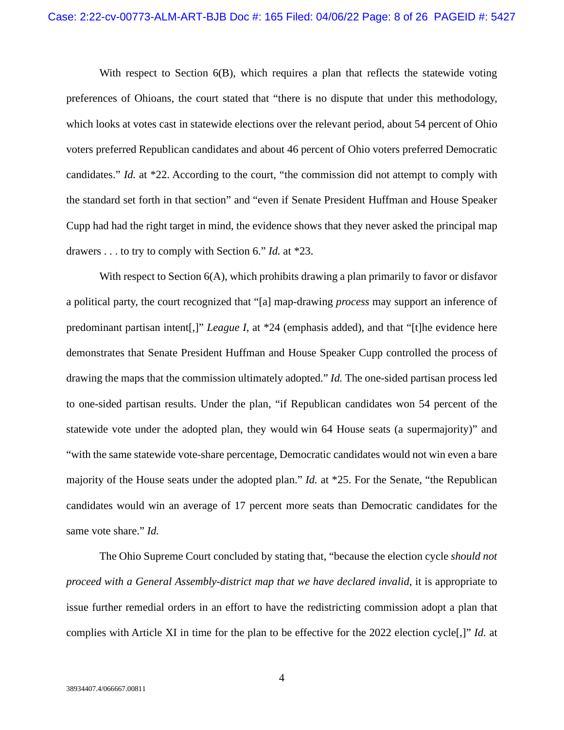With respect to Section 6(B), which requires a plan that reflects the statewide voting preferences of Ohioans, the court stated that "there is no dispute that under this methodology, which looks at votes cast in statewide elections over the relevant period, about 54 percent of Ohio voters preferred Republican candidates and about 46 percent of Ohio voters preferred Democratic candidates." *Id.* at *22. According to the court, "the commission did not attempt to comply with the standard set forth in that section" and "even if Senate President Huffman and House Speaker Cupp had had the right target in mind, the evidence shows that they never asked the principal map drawers . . . to try to comply with Section 6." *Id.* at *23.

With respect to Section 6(A), which prohibits drawing a plan primarily to favor or disfavor a political party, the court recognized that "[a] map-drawing *process* may support an inference of predominant partisan intent[,]" *League I*, at *24 (emphasis added), and that "[t]he evidence here demonstrates that Senate President Huffman and House Speaker Cupp controlled the process of drawing the maps that the commission ultimately adopted." *Id.* The one-sided partisan process led to one-sided partisan results. Under the plan, "if Republican candidates won 54 percent of the statewide vote under the adopted plan, they would win 64 House seats (a supermajority)" and "with the same statewide vote-share percentage, Democratic candidates would not win even a bare majority of the House seats under the adopted plan." *Id.* at *25. For the Senate, "the Republican candidates would win an average of 17 percent more seats than Democratic candidates for the same vote share." *Id.*

The Ohio Supreme Court concluded by stating that, "because the election cycle *should not proceed with a General Assembly-district map that we have declared invalid*, it is appropriate to issue further remedial orders in an effort to have the redistricting commission adopt a plan that complies with Article XI in time for the plan to be effective for the 2022 election cycle[,]" *Id.* at

38934407.4/066667.00811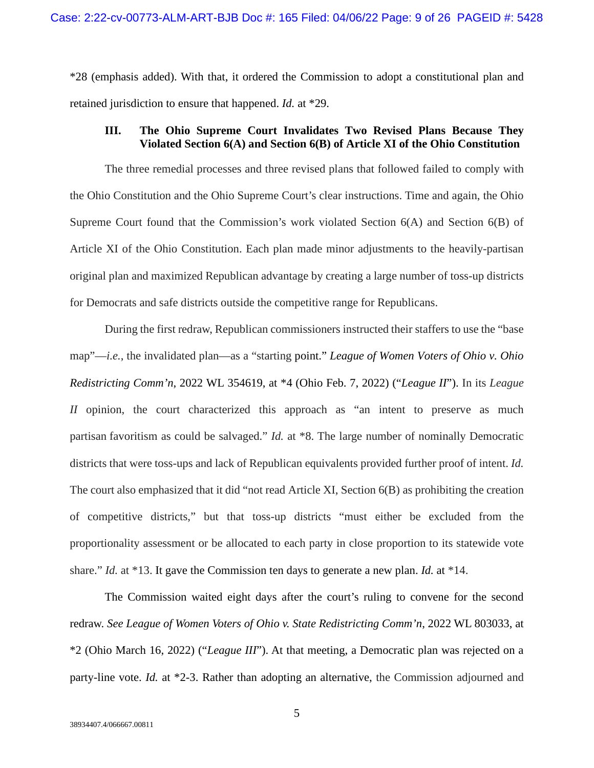*28 (emphasis added). With that, it ordered the Commission to adopt a constitutional plan and retained jurisdiction to ensure that happened. *Id.* at *29.

### III. The Ohio Supreme Court Invalidates Two Revised Plans Because They Violated Section 6(A) and Section 6(B) of Article XI of the Ohio Constitution

The three remedial processes and three revised plans that followed failed to comply with the Ohio Constitution and the Ohio Supreme Court's clear instructions. Time and again, the Ohio Supreme Court found that the Commission's work violated Section 6(A) and Section 6(B) of Article XI of the Ohio Constitution. Each plan made minor adjustments to the heavily-partisan original plan and maximized Republican advantage by creating a large number of toss-up districts for Democrats and safe districts outside the competitive range for Republicans.

During the first redraw, Republican commissioners instructed their staffers to use the "base map"—*i.e.*, the invalidated plan—as a "starting point." *League of Women Voters of Ohio v. Ohio Redistricting Comm'n*, 2022 WL 354619, at *4 (Ohio Feb. 7, 2022) ("*League II*"). In its *League II* opinion, the court characterized this approach as "an intent to preserve as much partisan favoritism as could be salvaged." *Id.* at *8. The large number of nominally Democratic districts that were toss-ups and lack of Republican equivalents provided further proof of intent. *Id.* The court also emphasized that it did "not read Article XI, Section 6(B) as prohibiting the creation of competitive districts," but that toss-up districts "must either be excluded from the proportionality assessment or be allocated to each party in close proportion to its statewide vote share." *Id.* at *13. It gave the Commission ten days to generate a new plan. *Id.* at *14.

The Commission waited eight days after the court's ruling to convene for the second redraw. *See League of Women Voters of Ohio v. State Redistricting Comm'n*, 2022 WL 803033, at *2 (Ohio March 16, 2022) ("*League III*"). At that meeting, a Democratic plan was rejected on a party-line vote. *Id.* at *2-3. Rather than adopting an alternative, the Commission adjourned and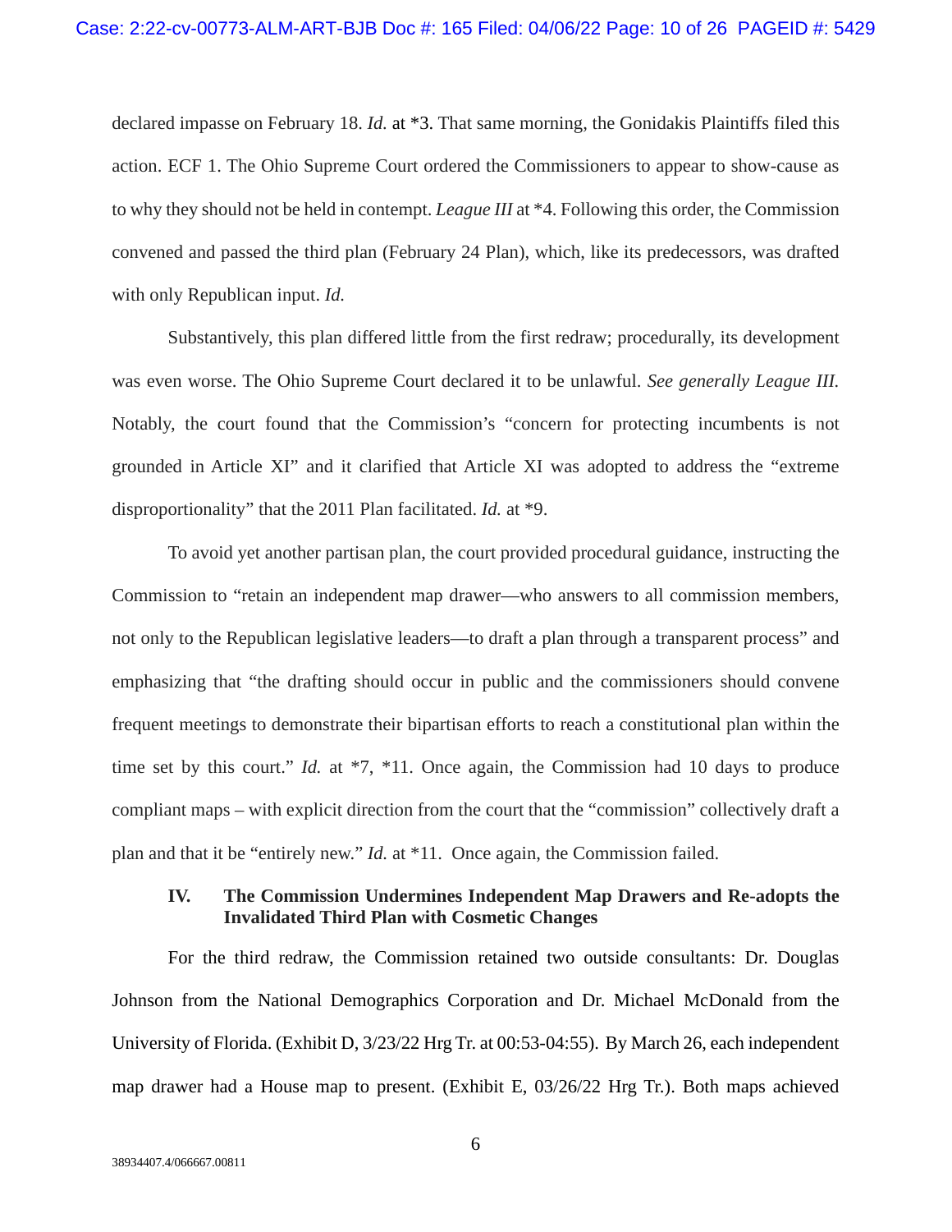declared impasse on February 18. *Id.* at *3. That same morning, the Gonidakis Plaintiffs filed this action. ECF 1. The Ohio Supreme Court ordered the Commissioners to appear to show-cause as to why they should not be held in contempt. *League III* at *4. Following this order, the Commission convened and passed the third plan (February 24 Plan), which, like its predecessors, was drafted with only Republican input. *Id.*

Substantively, this plan differed little from the first redraw; procedurally, its development was even worse. The Ohio Supreme Court declared it to be unlawful. *See generally League III.* Notably, the court found that the Commission's "concern for protecting incumbents is not grounded in Article XI" and it clarified that Article XI was adopted to address the "extreme disproportionality" that the 2011 Plan facilitated. *Id.* at *9.

To avoid yet another partisan plan, the court provided procedural guidance, instructing the Commission to "retain an independent map drawer—who answers to all commission members, not only to the Republican legislative leaders—to draft a plan through a transparent process" and emphasizing that "the drafting should occur in public and the commissioners should convene frequent meetings to demonstrate their bipartisan efforts to reach a constitutional plan within the time set by this court." *Id.* at *7, *11. Once again, the Commission had 10 days to produce compliant maps – with explicit direction from the court that the "commission" collectively draft a plan and that it be "entirely new." *Id.* at *11. Once again, the Commission failed.

### IV. The Commission Undermines Independent Map Drawers and Re-adopts the Invalidated Third Plan with Cosmetic Changes

For the third redraw, the Commission retained two outside consultants: Dr. Douglas Johnson from the National Demographics Corporation and Dr. Michael McDonald from the University of Florida. (Exhibit D, 3/23/22 Hrg Tr. at 00:53-04:55). By March 26, each independent map drawer had a House map to present. (Exhibit E, 03/26/22 Hrg Tr.). Both maps achieved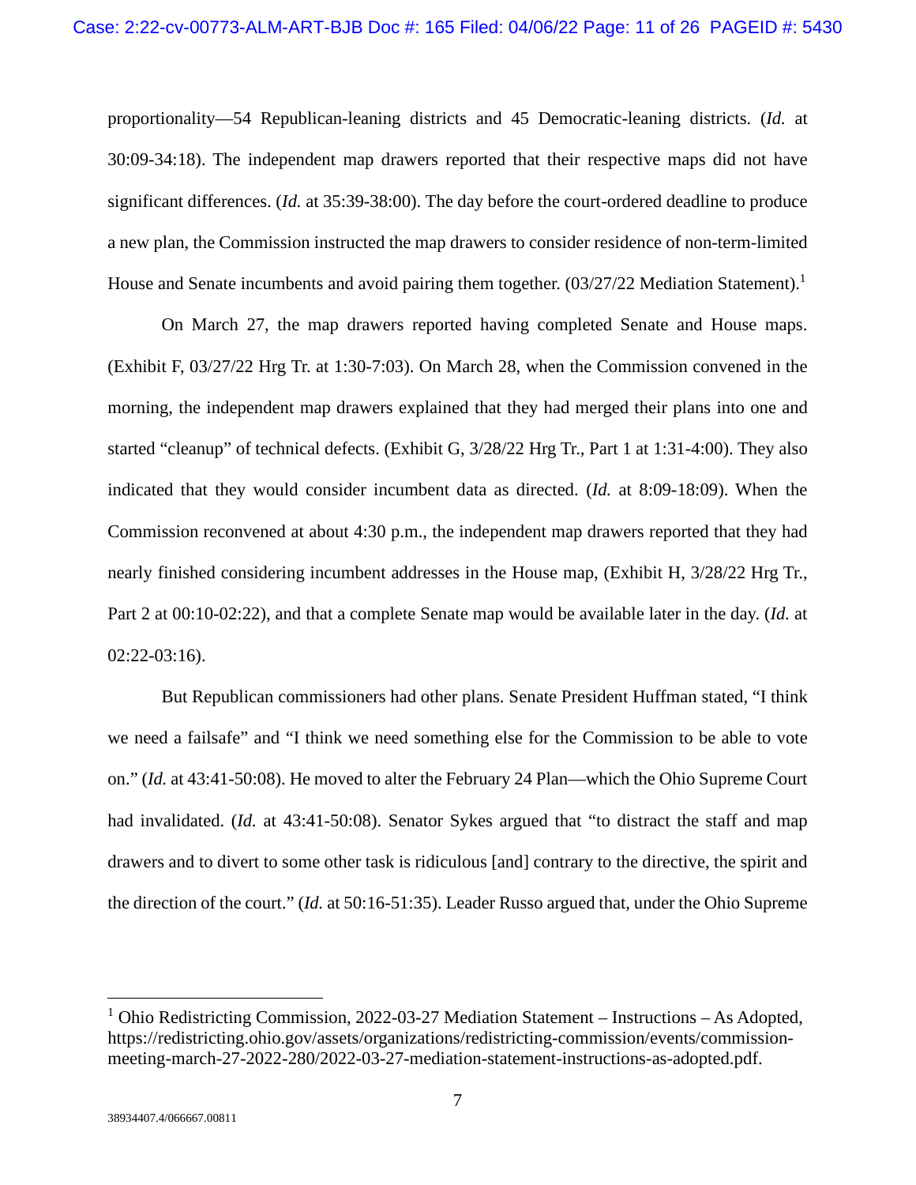proportionality—54 Republican-leaning districts and 45 Democratic-leaning districts. (*Id.* at 30:09-34:18). The independent map drawers reported that their respective maps did not have significant differences. (*Id.* at 35:39-38:00). The day before the court-ordered deadline to produce a new plan, the Commission instructed the map drawers to consider residence of non-term-limited House and Senate incumbents and avoid pairing them together. (03/27/22 Mediation Statement).[1]

On March 27, the map drawers reported having completed Senate and House maps. (Exhibit F, 03/27/22 Hrg Tr. at 1:30-7:03). On March 28, when the Commission convened in the morning, the independent map drawers explained that they had merged their plans into one and started "cleanup" of technical defects. (Exhibit G, 3/28/22 Hrg Tr., Part 1 at 1:31-4:00). They also indicated that they would consider incumbent data as directed. (*Id.* at 8:09-18:09). When the Commission reconvened at about 4:30 p.m., the independent map drawers reported that they had nearly finished considering incumbent addresses in the House map, (Exhibit H, 3/28/22 Hrg Tr., Part 2 at 00:10-02:22), and that a complete Senate map would be available later in the day. (*Id.* at 02:22-03:16).

But Republican commissioners had other plans. Senate President Huffman stated, "I think we need a failsafe" and "I think we need something else for the Commission to be able to vote on." (*Id.* at 43:41-50:08). He moved to alter the February 24 Plan—which the Ohio Supreme Court had invalidated. (*Id.* at 43:41-50:08). Senator Sykes argued that "to distract the staff and map drawers and to divert to some other task is ridiculous [and] contrary to the directive, the spirit and the direction of the court." (*Id.* at 50:16-51:35). Leader Russo argued that, under the Ohio Supreme

---

[1] Ohio Redistricting Commission, 2022-03-27 Mediation Statement – Instructions – As Adopted, https://redistricting.ohio.gov/assets/organizations/redistricting-commission/events/commission-meeting-march-27-2022-280/2022-03-27-mediation-statement-instructions-as-adopted.pdf.

38934407.4/066667.00811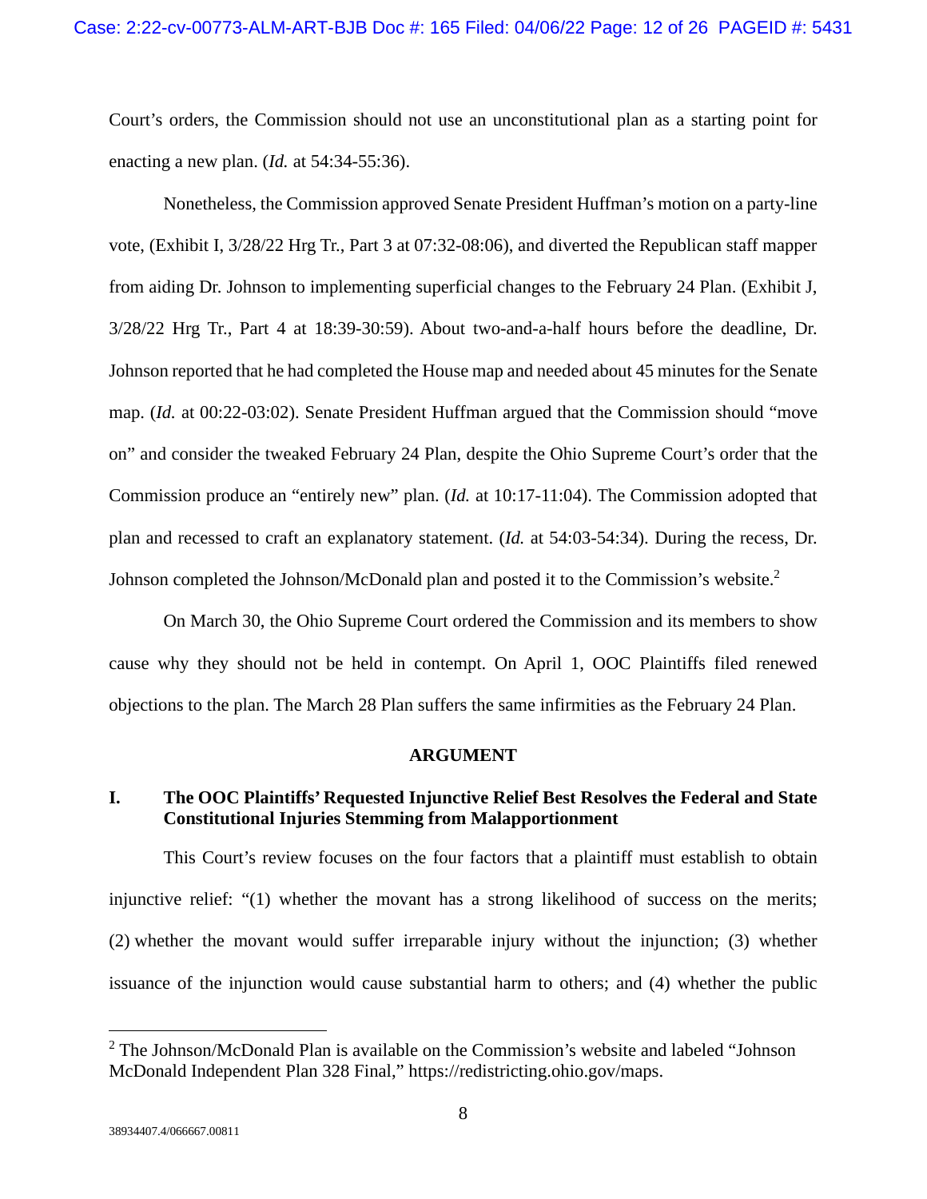Court's orders, the Commission should not use an unconstitutional plan as a starting point for enacting a new plan. (*Id.* at 54:34-55:36).

Nonetheless, the Commission approved Senate President Huffman's motion on a party-line vote, (Exhibit I, 3/28/22 Hrg Tr., Part 3 at 07:32-08:06), and diverted the Republican staff mapper from aiding Dr. Johnson to implementing superficial changes to the February 24 Plan. (Exhibit J, 3/28/22 Hrg Tr., Part 4 at 18:39-30:59). About two-and-a-half hours before the deadline, Dr. Johnson reported that he had completed the House map and needed about 45 minutes for the Senate map. (*Id.* at 00:22-03:02). Senate President Huffman argued that the Commission should "move on" and consider the tweaked February 24 Plan, despite the Ohio Supreme Court's order that the Commission produce an "entirely new" plan. (*Id.* at 10:17-11:04). The Commission adopted that plan and recessed to craft an explanatory statement. (*Id.* at 54:03-54:34). During the recess, Dr. Johnson completed the Johnson/McDonald plan and posted it to the Commission's website.[2]

On March 30, the Ohio Supreme Court ordered the Commission and its members to show cause why they should not be held in contempt. On April 1, OOC Plaintiffs filed renewed objections to the plan. The March 28 Plan suffers the same infirmities as the February 24 Plan.

## ARGUMENT

### I. The OOC Plaintiffs' Requested Injunctive Relief Best Resolves the Federal and State Constitutional Injuries Stemming from Malapportionment

This Court's review focuses on the four factors that a plaintiff must establish to obtain injunctive relief: "(1) whether the movant has a strong likelihood of success on the merits; (2) whether the movant would suffer irreparable injury without the injunction; (3) whether issuance of the injunction would cause substantial harm to others; and (4) whether the public

[2] The Johnson/McDonald Plan is available on the Commission's website and labeled "Johnson McDonald Independent Plan 328 Final," https://redistricting.ohio.gov/maps.

38934407.4/066667.00811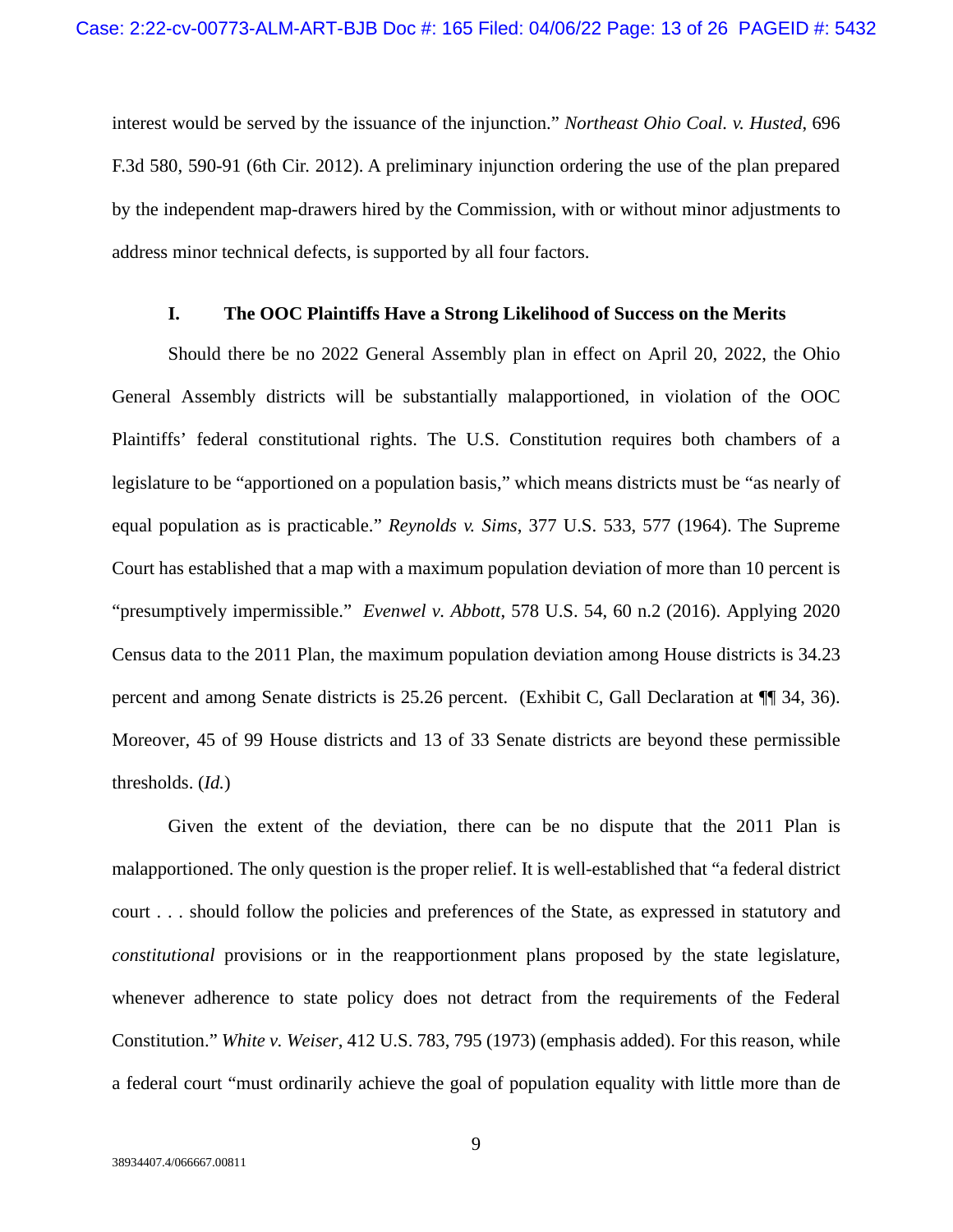interest would be served by the issuance of the injunction." *Northeast Ohio Coal. v. Husted*, 696 F.3d 580, 590-91 (6th Cir. 2012). A preliminary injunction ordering the use of the plan prepared by the independent map-drawers hired by the Commission, with or without minor adjustments to address minor technical defects, is supported by all four factors.

## I. The OOC Plaintiffs Have a Strong Likelihood of Success on the Merits

Should there be no 2022 General Assembly plan in effect on April 20, 2022, the Ohio General Assembly districts will be substantially malapportioned, in violation of the OOC Plaintiffs' federal constitutional rights. The U.S. Constitution requires both chambers of a legislature to be "apportioned on a population basis," which means districts must be "as nearly of equal population as is practicable." *Reynolds v. Sims*, 377 U.S. 533, 577 (1964). The Supreme Court has established that a map with a maximum population deviation of more than 10 percent is "presumptively impermissible." *Evenwel v. Abbott*, 578 U.S. 54, 60 n.2 (2016). Applying 2020 Census data to the 2011 Plan, the maximum population deviation among House districts is 34.23 percent and among Senate districts is 25.26 percent. (Exhibit C, Gall Declaration at ¶¶ 34, 36). Moreover, 45 of 99 House districts and 13 of 33 Senate districts are beyond these permissible thresholds. (*Id.*)

Given the extent of the deviation, there can be no dispute that the 2011 Plan is malapportioned. The only question is the proper relief. It is well-established that "a federal district court . . . should follow the policies and preferences of the State, as expressed in statutory and *constitutional* provisions or in the reapportionment plans proposed by the state legislature, whenever adherence to state policy does not detract from the requirements of the Federal Constitution." *White v. Weiser*, 412 U.S. 783, 795 (1973) (emphasis added). For this reason, while a federal court "must ordinarily achieve the goal of population equality with little more than de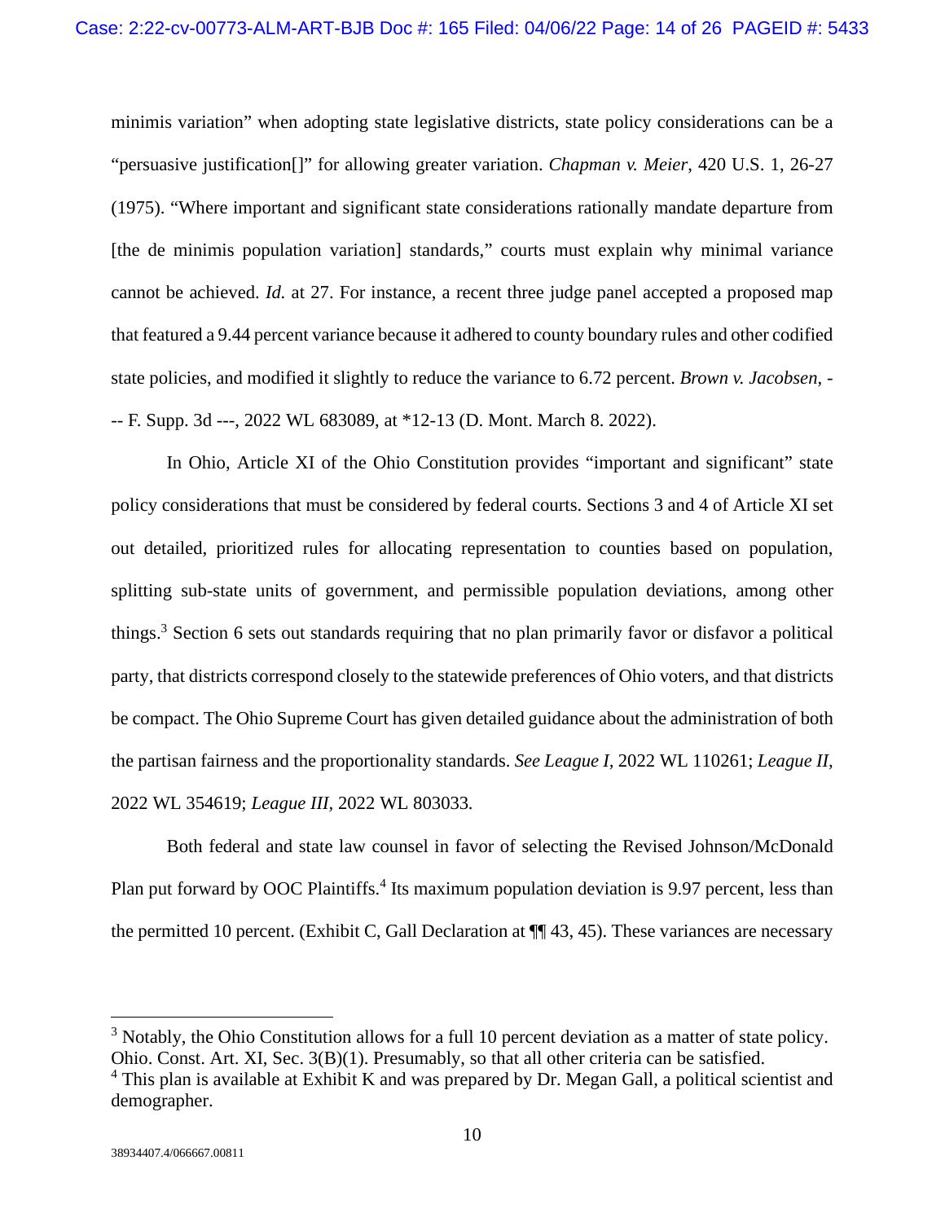minimis variation" when adopting state legislative districts, state policy considerations can be a "persuasive justification[]" for allowing greater variation. *Chapman v. Meier*, 420 U.S. 1, 26-27 (1975). "Where important and significant state considerations rationally mandate departure from [the de minimis population variation] standards," courts must explain why minimal variance cannot be achieved. *Id.* at 27. For instance, a recent three judge panel accepted a proposed map that featured a 9.44 percent variance because it adhered to county boundary rules and other codified state policies, and modified it slightly to reduce the variance to 6.72 percent. *Brown v. Jacobsen*, --- F. Supp. 3d ---, 2022 WL 683089, at *12-13 (D. Mont. March 8. 2022).

In Ohio, Article XI of the Ohio Constitution provides "important and significant" state policy considerations that must be considered by federal courts. Sections 3 and 4 of Article XI set out detailed, prioritized rules for allocating representation to counties based on population, splitting sub-state units of government, and permissible population deviations, among other things.[3] Section 6 sets out standards requiring that no plan primarily favor or disfavor a political party, that districts correspond closely to the statewide preferences of Ohio voters, and that districts be compact. The Ohio Supreme Court has given detailed guidance about the administration of both the partisan fairness and the proportionality standards. *See League I*, 2022 WL 110261; *League II*, 2022 WL 354619; *League III*, 2022 WL 803033.

Both federal and state law counsel in favor of selecting the Revised Johnson/McDonald Plan put forward by OOC Plaintiffs.[4] Its maximum population deviation is 9.97 percent, less than the permitted 10 percent. (Exhibit C, Gall Declaration at ¶¶ 43, 45). These variances are necessary

---

[3] Notably, the Ohio Constitution allows for a full 10 percent deviation as a matter of state policy. Ohio. Const. Art. XI, Sec. 3(B)(1). Presumably, so that all other criteria can be satisfied.

[4] This plan is available at Exhibit K and was prepared by Dr. Megan Gall, a political scientist and demographer.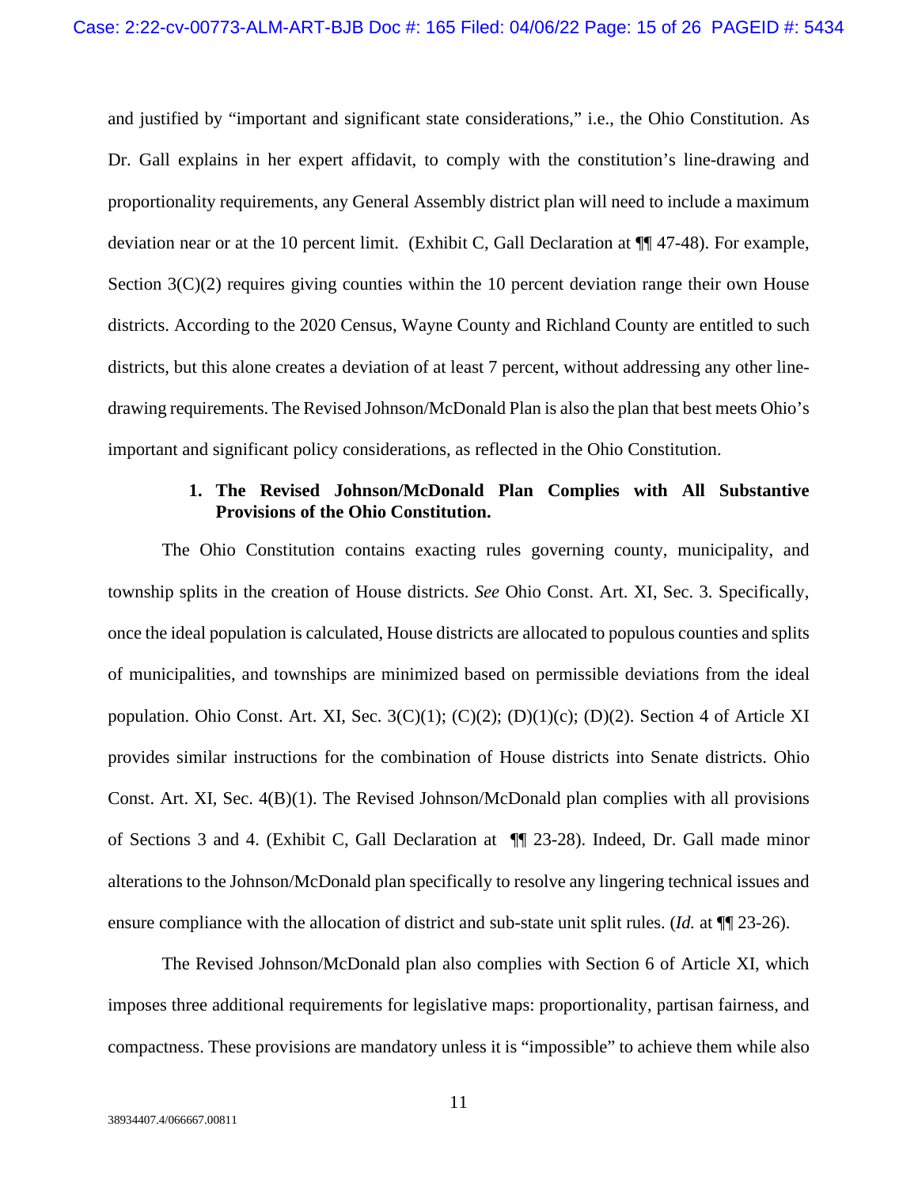and justified by "important and significant state considerations," i.e., the Ohio Constitution. As Dr. Gall explains in her expert affidavit, to comply with the constitution's line-drawing and proportionality requirements, any General Assembly district plan will need to include a maximum deviation near or at the 10 percent limit. (Exhibit C, Gall Declaration at ¶¶ 47-48). For example, Section 3(C)(2) requires giving counties within the 10 percent deviation range their own House districts. According to the 2020 Census, Wayne County and Richland County are entitled to such districts, but this alone creates a deviation of at least 7 percent, without addressing any other line-drawing requirements. The Revised Johnson/McDonald Plan is also the plan that best meets Ohio's important and significant policy considerations, as reflected in the Ohio Constitution.

**1. The Revised Johnson/McDonald Plan Complies with All Substantive Provisions of the Ohio Constitution.**

The Ohio Constitution contains exacting rules governing county, municipality, and township splits in the creation of House districts. *See* Ohio Const. Art. XI, Sec. 3. Specifically, once the ideal population is calculated, House districts are allocated to populous counties and splits of municipalities, and townships are minimized based on permissible deviations from the ideal population. Ohio Const. Art. XI, Sec. 3(C)(1); (C)(2); (D)(1)(c); (D)(2). Section 4 of Article XI provides similar instructions for the combination of House districts into Senate districts. Ohio Const. Art. XI, Sec. 4(B)(1). The Revised Johnson/McDonald plan complies with all provisions of Sections 3 and 4. (Exhibit C, Gall Declaration at ¶¶ 23-28). Indeed, Dr. Gall made minor alterations to the Johnson/McDonald plan specifically to resolve any lingering technical issues and ensure compliance with the allocation of district and sub-state unit split rules. (*Id.* at ¶¶ 23-26).

The Revised Johnson/McDonald plan also complies with Section 6 of Article XI, which imposes three additional requirements for legislative maps: proportionality, partisan fairness, and compactness. These provisions are mandatory unless it is "impossible" to achieve them while also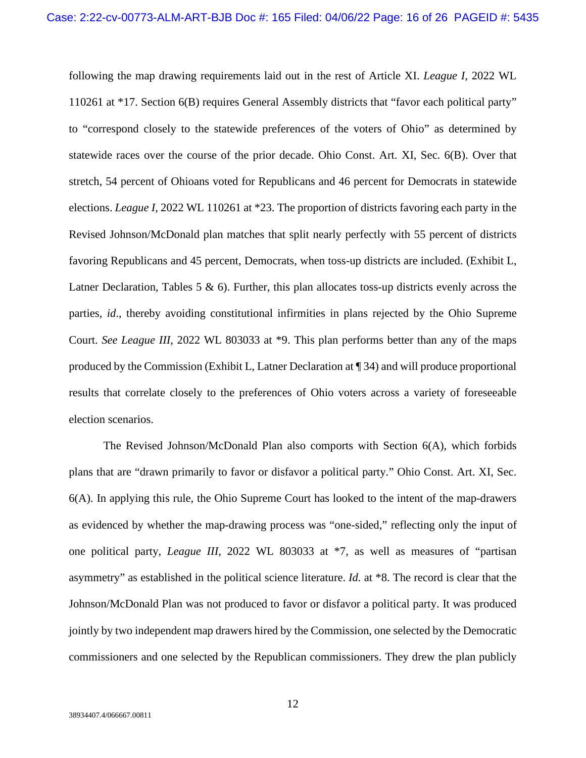following the map drawing requirements laid out in the rest of Article XI. *League I*, 2022 WL 110261 at *17. Section 6(B) requires General Assembly districts that "favor each political party" to "correspond closely to the statewide preferences of the voters of Ohio" as determined by statewide races over the course of the prior decade. Ohio Const. Art. XI, Sec. 6(B). Over that stretch, 54 percent of Ohioans voted for Republicans and 46 percent for Democrats in statewide elections. *League I*, 2022 WL 110261 at *23. The proportion of districts favoring each party in the Revised Johnson/McDonald plan matches that split nearly perfectly with 55 percent of districts favoring Republicans and 45 percent, Democrats, when toss-up districts are included. (Exhibit L, Latner Declaration, Tables 5 & 6). Further, this plan allocates toss-up districts evenly across the parties, *id*., thereby avoiding constitutional infirmities in plans rejected by the Ohio Supreme Court. *See League III*, 2022 WL 803033 at *9. This plan performs better than any of the maps produced by the Commission (Exhibit L, Latner Declaration at ¶ 34) and will produce proportional results that correlate closely to the preferences of Ohio voters across a variety of foreseeable election scenarios.

The Revised Johnson/McDonald Plan also comports with Section 6(A), which forbids plans that are "drawn primarily to favor or disfavor a political party." Ohio Const. Art. XI, Sec. 6(A). In applying this rule, the Ohio Supreme Court has looked to the intent of the map-drawers as evidenced by whether the map-drawing process was "one-sided," reflecting only the input of one political party, *League III*, 2022 WL 803033 at *7, as well as measures of "partisan asymmetry" as established in the political science literature. *Id.* at *8. The record is clear that the Johnson/McDonald Plan was not produced to favor or disfavor a political party. It was produced jointly by two independent map drawers hired by the Commission, one selected by the Democratic commissioners and one selected by the Republican commissioners. They drew the plan publicly

38934407.4/066667.00811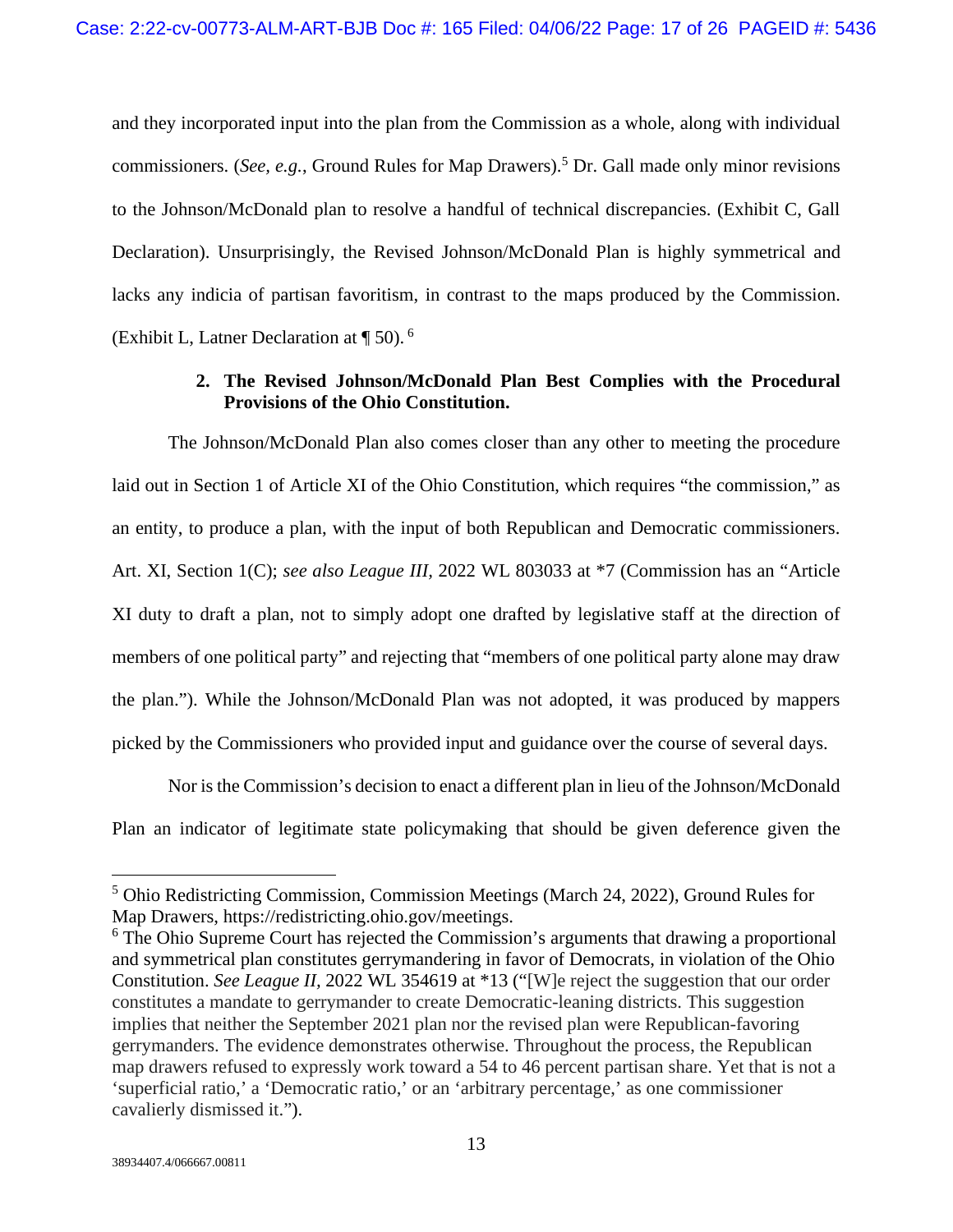and they incorporated input into the plan from the Commission as a whole, along with individual commissioners. (*See, e.g.*, Ground Rules for Map Drawers).[5] Dr. Gall made only minor revisions to the Johnson/McDonald plan to resolve a handful of technical discrepancies. (Exhibit C, Gall Declaration). Unsurprisingly, the Revised Johnson/McDonald Plan is highly symmetrical and lacks any indicia of partisan favoritism, in contrast to the maps produced by the Commission. (Exhibit L, Latner Declaration at ¶ 50).[6]

**2. The Revised Johnson/McDonald Plan Best Complies with the Procedural Provisions of the Ohio Constitution.**

The Johnson/McDonald Plan also comes closer than any other to meeting the procedure laid out in Section 1 of Article XI of the Ohio Constitution, which requires "the commission," as an entity, to produce a plan, with the input of both Republican and Democratic commissioners. Art. XI, Section 1(C); *see also League III*, 2022 WL 803033 at *7 (Commission has an "Article XI duty to draft a plan, not to simply adopt one drafted by legislative staff at the direction of members of one political party" and rejecting that "members of one political party alone may draw the plan."). While the Johnson/McDonald Plan was not adopted, it was produced by mappers picked by the Commissioners who provided input and guidance over the course of several days.

Nor is the Commission's decision to enact a different plan in lieu of the Johnson/McDonald Plan an indicator of legitimate state policymaking that should be given deference given the

---

[5] Ohio Redistricting Commission, Commission Meetings (March 24, 2022), Ground Rules for Map Drawers, https://redistricting.ohio.gov/meetings.

[6] The Ohio Supreme Court has rejected the Commission's arguments that drawing a proportional and symmetrical plan constitutes gerrymandering in favor of Democrats, in violation of the Ohio Constitution. *See League II*, 2022 WL 354619 at *13 ("[W]e reject the suggestion that our order constitutes a mandate to gerrymander to create Democratic-leaning districts. This suggestion implies that neither the September 2021 plan nor the revised plan were Republican-favoring gerrymanders. The evidence demonstrates otherwise. Throughout the process, the Republican map drawers refused to expressly work toward a 54 to 46 percent partisan share. Yet that is not a 'superficial ratio,' a 'Democratic ratio,' or an 'arbitrary percentage,' as one commissioner cavalierly dismissed it.").

38934407.4/066667.00811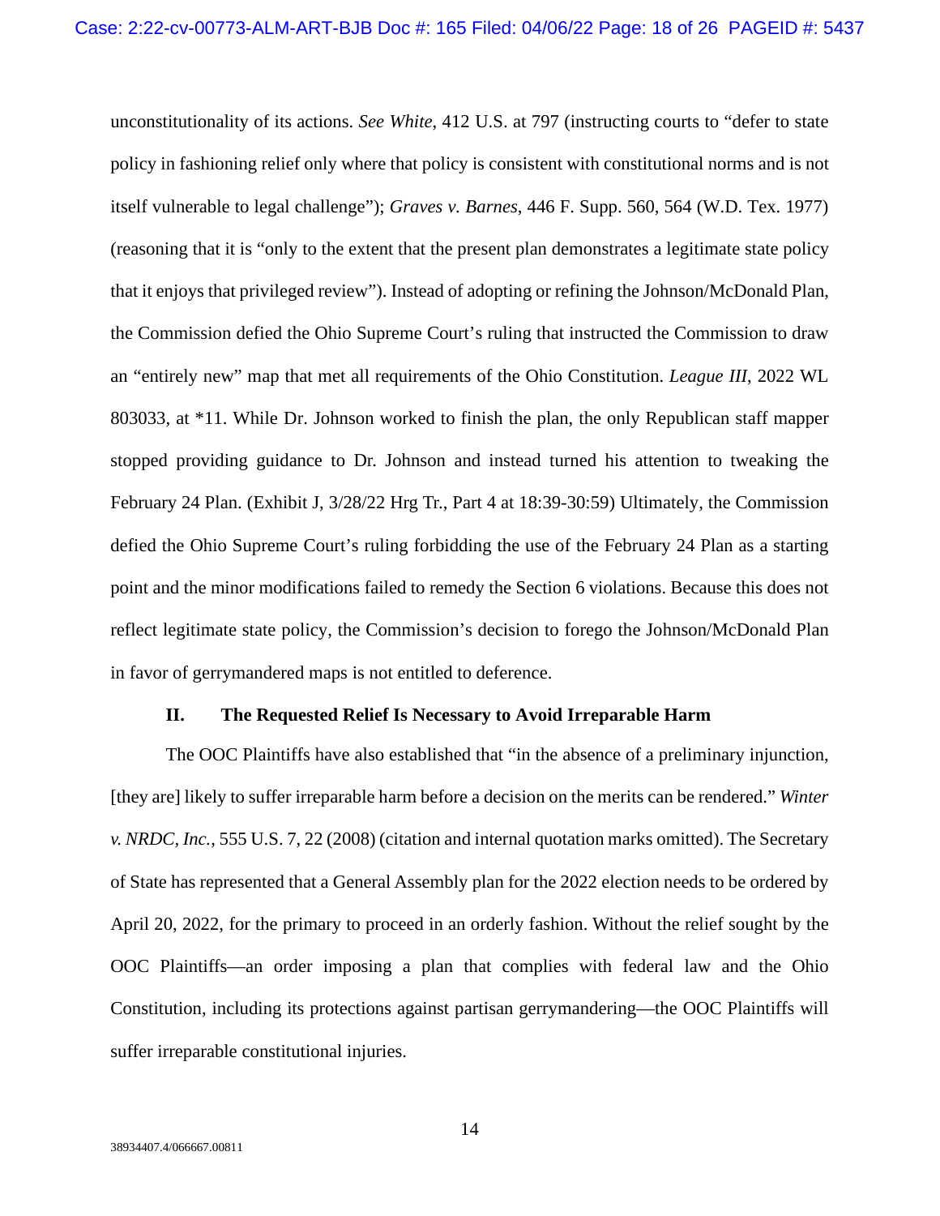unconstitutionality of its actions. *See White*, 412 U.S. at 797 (instructing courts to "defer to state policy in fashioning relief only where that policy is consistent with constitutional norms and is not itself vulnerable to legal challenge"); *Graves v. Barnes*, 446 F. Supp. 560, 564 (W.D. Tex. 1977) (reasoning that it is "only to the extent that the present plan demonstrates a legitimate state policy that it enjoys that privileged review"). Instead of adopting or refining the Johnson/McDonald Plan, the Commission defied the Ohio Supreme Court's ruling that instructed the Commission to draw an "entirely new" map that met all requirements of the Ohio Constitution. *League III*, 2022 WL 803033, at *11. While Dr. Johnson worked to finish the plan, the only Republican staff mapper stopped providing guidance to Dr. Johnson and instead turned his attention to tweaking the February 24 Plan. (Exhibit J, 3/28/22 Hrg Tr., Part 4 at 18:39-30:59) Ultimately, the Commission defied the Ohio Supreme Court's ruling forbidding the use of the February 24 Plan as a starting point and the minor modifications failed to remedy the Section 6 violations. Because this does not reflect legitimate state policy, the Commission's decision to forego the Johnson/McDonald Plan in favor of gerrymandered maps is not entitled to deference.

## II. The Requested Relief Is Necessary to Avoid Irreparable Harm

The OOC Plaintiffs have also established that "in the absence of a preliminary injunction, [they are] likely to suffer irreparable harm before a decision on the merits can be rendered." *Winter v. NRDC, Inc.*, 555 U.S. 7, 22 (2008) (citation and internal quotation marks omitted). The Secretary of State has represented that a General Assembly plan for the 2022 election needs to be ordered by April 20, 2022, for the primary to proceed in an orderly fashion. Without the relief sought by the OOC Plaintiffs—an order imposing a plan that complies with federal law and the Ohio Constitution, including its protections against partisan gerrymandering—the OOC Plaintiffs will suffer irreparable constitutional injuries.

38934407.4/066667.00811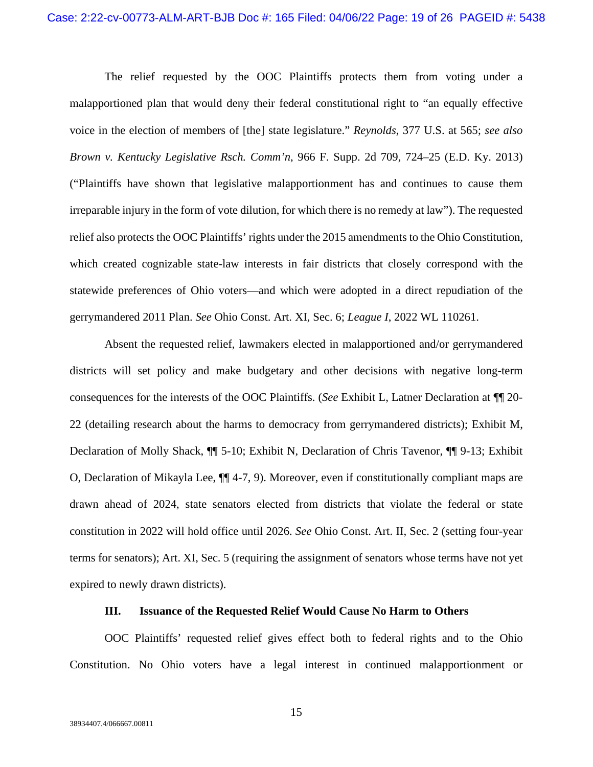The relief requested by the OOC Plaintiffs protects them from voting under a malapportioned plan that would deny their federal constitutional right to "an equally effective voice in the election of members of [the] state legislature." *Reynolds*, 377 U.S. at 565; *see also Brown v. Kentucky Legislative Rsch. Comm'n*, 966 F. Supp. 2d 709, 724–25 (E.D. Ky. 2013) ("Plaintiffs have shown that legislative malapportionment has and continues to cause them irreparable injury in the form of vote dilution, for which there is no remedy at law"). The requested relief also protects the OOC Plaintiffs' rights under the 2015 amendments to the Ohio Constitution, which created cognizable state-law interests in fair districts that closely correspond with the statewide preferences of Ohio voters—and which were adopted in a direct repudiation of the gerrymandered 2011 Plan. *See* Ohio Const. Art. XI, Sec. 6; *League I*, 2022 WL 110261.

Absent the requested relief, lawmakers elected in malapportioned and/or gerrymandered districts will set policy and make budgetary and other decisions with negative long-term consequences for the interests of the OOC Plaintiffs. (*See* Exhibit L, Latner Declaration at ¶¶ 20-22 (detailing research about the harms to democracy from gerrymandered districts); Exhibit M, Declaration of Molly Shack, ¶¶ 5-10; Exhibit N, Declaration of Chris Tavenor, ¶¶ 9-13; Exhibit O, Declaration of Mikayla Lee, ¶¶ 4-7, 9). Moreover, even if constitutionally compliant maps are drawn ahead of 2024, state senators elected from districts that violate the federal or state constitution in 2022 will hold office until 2026. *See* Ohio Const. Art. II, Sec. 2 (setting four-year terms for senators); Art. XI, Sec. 5 (requiring the assignment of senators whose terms have not yet expired to newly drawn districts).

### III. Issuance of the Requested Relief Would Cause No Harm to Others

OOC Plaintiffs' requested relief gives effect both to federal rights and to the Ohio Constitution. No Ohio voters have a legal interest in continued malapportionment or

38934407.4/066667.00811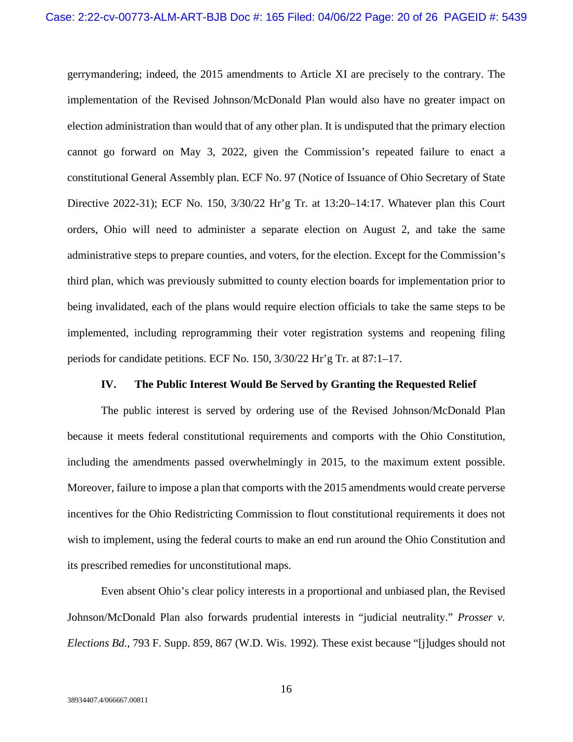gerrymandering; indeed, the 2015 amendments to Article XI are precisely to the contrary. The implementation of the Revised Johnson/McDonald Plan would also have no greater impact on election administration than would that of any other plan. It is undisputed that the primary election cannot go forward on May 3, 2022, given the Commission's repeated failure to enact a constitutional General Assembly plan. ECF No. 97 (Notice of Issuance of Ohio Secretary of State Directive 2022-31); ECF No. 150, 3/30/22 Hr'g Tr. at 13:20–14:17. Whatever plan this Court orders, Ohio will need to administer a separate election on August 2, and take the same administrative steps to prepare counties, and voters, for the election. Except for the Commission's third plan, which was previously submitted to county election boards for implementation prior to being invalidated, each of the plans would require election officials to take the same steps to be implemented, including reprogramming their voter registration systems and reopening filing periods for candidate petitions. ECF No. 150, 3/30/22 Hr'g Tr. at 87:1–17.

### IV. The Public Interest Would Be Served by Granting the Requested Relief

The public interest is served by ordering use of the Revised Johnson/McDonald Plan because it meets federal constitutional requirements and comports with the Ohio Constitution, including the amendments passed overwhelmingly in 2015, to the maximum extent possible. Moreover, failure to impose a plan that comports with the 2015 amendments would create perverse incentives for the Ohio Redistricting Commission to flout constitutional requirements it does not wish to implement, using the federal courts to make an end run around the Ohio Constitution and its prescribed remedies for unconstitutional maps.

Even absent Ohio's clear policy interests in a proportional and unbiased plan, the Revised Johnson/McDonald Plan also forwards prudential interests in "judicial neutrality." *Prosser v. Elections Bd.*, 793 F. Supp. 859, 867 (W.D. Wis. 1992). These exist because "[j]udges should not

38934407.4/066667.00811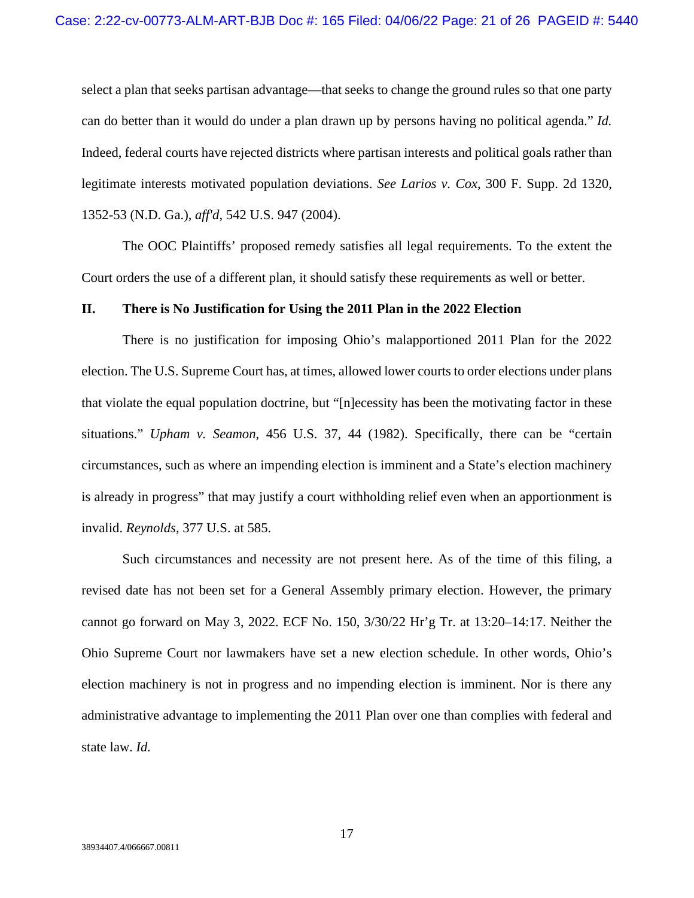select a plan that seeks partisan advantage—that seeks to change the ground rules so that one party can do better than it would do under a plan drawn up by persons having no political agenda." *Id.* Indeed, federal courts have rejected districts where partisan interests and political goals rather than legitimate interests motivated population deviations. *See Larios v. Cox*, 300 F. Supp. 2d 1320, 1352-53 (N.D. Ga.), *aff'd*, 542 U.S. 947 (2004).

The OOC Plaintiffs' proposed remedy satisfies all legal requirements. To the extent the Court orders the use of a different plan, it should satisfy these requirements as well or better.

## II. There is No Justification for Using the 2011 Plan in the 2022 Election

There is no justification for imposing Ohio's malapportioned 2011 Plan for the 2022 election. The U.S. Supreme Court has, at times, allowed lower courts to order elections under plans that violate the equal population doctrine, but "[n]ecessity has been the motivating factor in these situations." *Upham v. Seamon*, 456 U.S. 37, 44 (1982). Specifically, there can be "certain circumstances, such as where an impending election is imminent and a State's election machinery is already in progress" that may justify a court withholding relief even when an apportionment is invalid. *Reynolds*, 377 U.S. at 585.

Such circumstances and necessity are not present here. As of the time of this filing, a revised date has not been set for a General Assembly primary election. However, the primary cannot go forward on May 3, 2022. ECF No. 150, 3/30/22 Hr'g Tr. at 13:20–14:17. Neither the Ohio Supreme Court nor lawmakers have set a new election schedule. In other words, Ohio's election machinery is not in progress and no impending election is imminent. Nor is there any administrative advantage to implementing the 2011 Plan over one than complies with federal and state law. *Id.*

38934407.4/066667.00811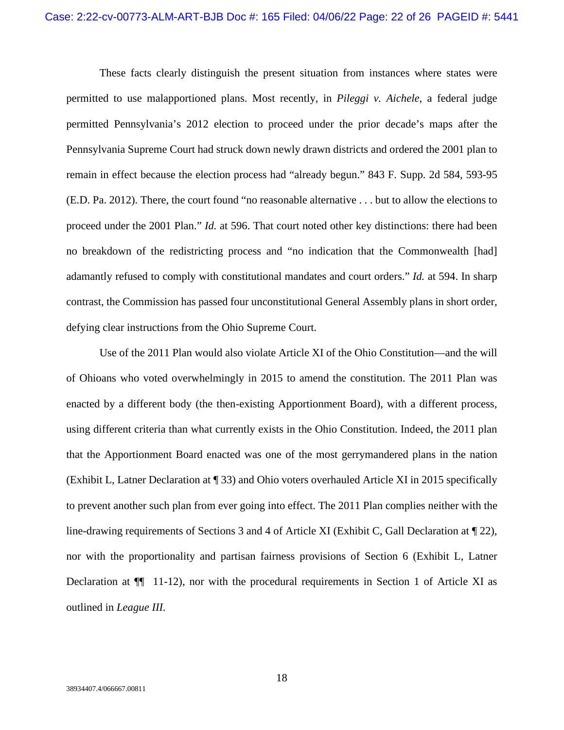These facts clearly distinguish the present situation from instances where states were permitted to use malapportioned plans. Most recently, in *Pileggi v. Aichele*, a federal judge permitted Pennsylvania's 2012 election to proceed under the prior decade's maps after the Pennsylvania Supreme Court had struck down newly drawn districts and ordered the 2001 plan to remain in effect because the election process had "already begun." 843 F. Supp. 2d 584, 593-95 (E.D. Pa. 2012). There, the court found "no reasonable alternative . . . but to allow the elections to proceed under the 2001 Plan." *Id.* at 596. That court noted other key distinctions: there had been no breakdown of the redistricting process and "no indication that the Commonwealth [had] adamantly refused to comply with constitutional mandates and court orders." *Id.* at 594. In sharp contrast, the Commission has passed four unconstitutional General Assembly plans in short order, defying clear instructions from the Ohio Supreme Court.

Use of the 2011 Plan would also violate Article XI of the Ohio Constitution—and the will of Ohioans who voted overwhelmingly in 2015 to amend the constitution. The 2011 Plan was enacted by a different body (the then-existing Apportionment Board), with a different process, using different criteria than what currently exists in the Ohio Constitution. Indeed, the 2011 plan that the Apportionment Board enacted was one of the most gerrymandered plans in the nation (Exhibit L, Latner Declaration at ¶ 33) and Ohio voters overhauled Article XI in 2015 specifically to prevent another such plan from ever going into effect. The 2011 Plan complies neither with the line-drawing requirements of Sections 3 and 4 of Article XI (Exhibit C, Gall Declaration at ¶ 22), nor with the proportionality and partisan fairness provisions of Section 6 (Exhibit L, Latner Declaration at ¶¶ 11-12), nor with the procedural requirements in Section 1 of Article XI as outlined in *League III*.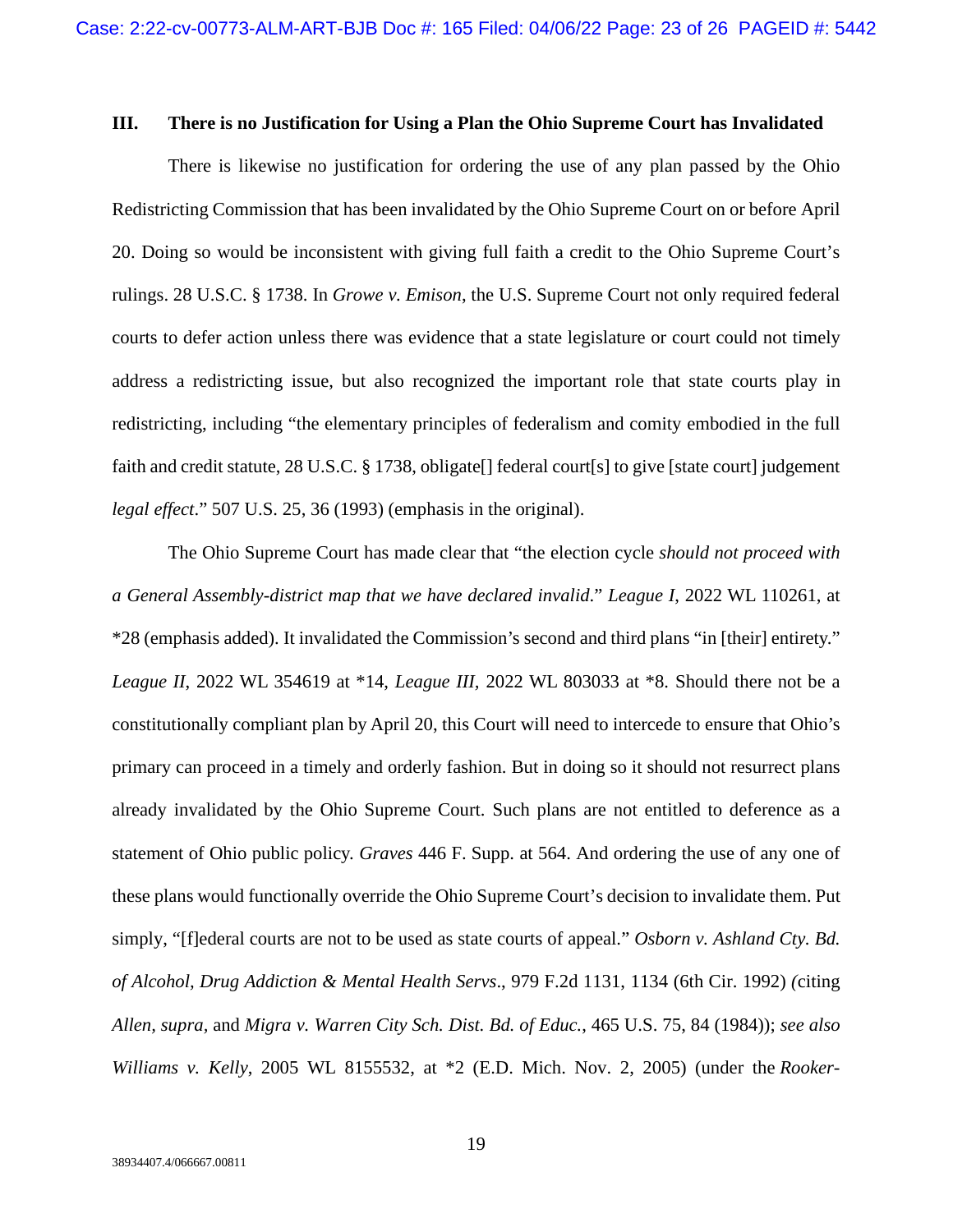## III. There is no Justification for Using a Plan the Ohio Supreme Court has Invalidated

There is likewise no justification for ordering the use of any plan passed by the Ohio Redistricting Commission that has been invalidated by the Ohio Supreme Court on or before April 20. Doing so would be inconsistent with giving full faith a credit to the Ohio Supreme Court's rulings. 28 U.S.C. § 1738. In *Growe v. Emison*, the U.S. Supreme Court not only required federal courts to defer action unless there was evidence that a state legislature or court could not timely address a redistricting issue, but also recognized the important role that state courts play in redistricting, including "the elementary principles of federalism and comity embodied in the full faith and credit statute, 28 U.S.C. § 1738, obligate[] federal court[s] to give [state court] judgement *legal effect*." 507 U.S. 25, 36 (1993) (emphasis in the original).

The Ohio Supreme Court has made clear that "the election cycle *should not proceed with a General Assembly-district map that we have declared invalid*." *League I*, 2022 WL 110261, at *28 (emphasis added). It invalidated the Commission's second and third plans "in [their] entirety." *League II*, 2022 WL 354619 at *14, *League III*, 2022 WL 803033 at *8. Should there not be a constitutionally compliant plan by April 20, this Court will need to intercede to ensure that Ohio's primary can proceed in a timely and orderly fashion. But in doing so it should not resurrect plans already invalidated by the Ohio Supreme Court. Such plans are not entitled to deference as a statement of Ohio public policy. *Graves* 446 F. Supp. at 564. And ordering the use of any one of these plans would functionally override the Ohio Supreme Court's decision to invalidate them. Put simply, "[f]ederal courts are not to be used as state courts of appeal." *Osborn v. Ashland Cty. Bd. of Alcohol, Drug Addiction & Mental Health Servs*., 979 F.2d 1131, 1134 (6th Cir. 1992) (citing *Allen, supra,* and *Migra v. Warren City Sch. Dist. Bd. of Educ.*, 465 U.S. 75, 84 (1984)); *see also Williams v. Kelly*, 2005 WL 8155532, at *2 (E.D. Mich. Nov. 2, 2005) (under the *Rooker-*

38934407.4/066667.00811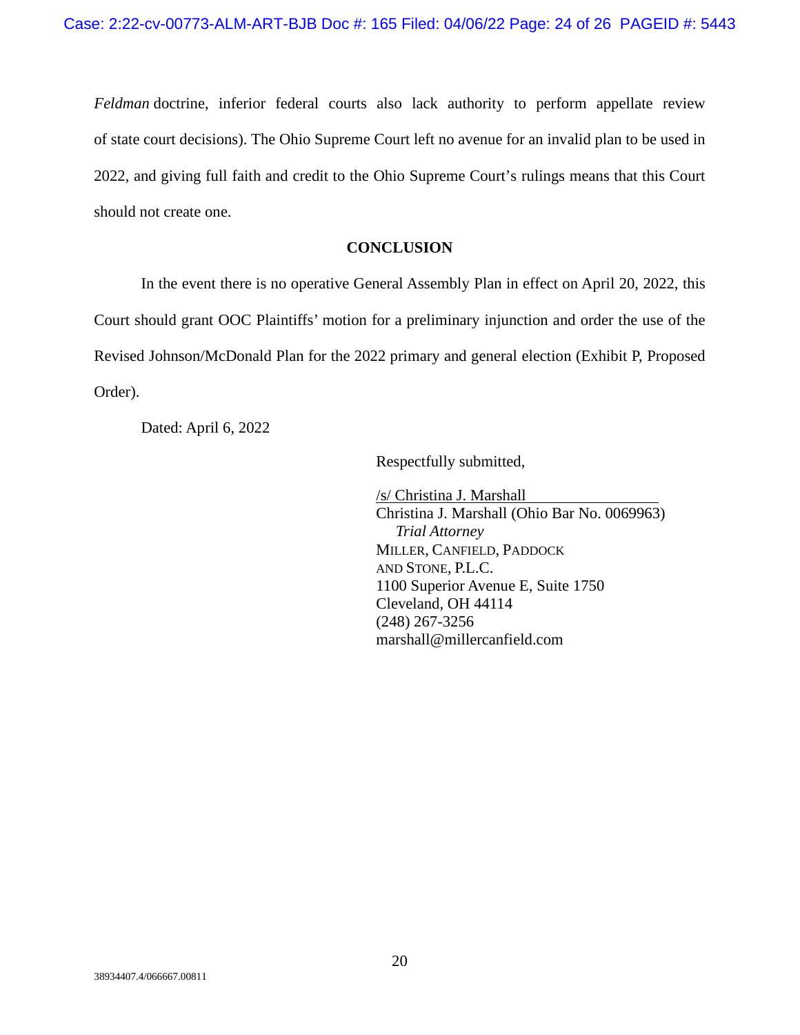*Feldman* doctrine, inferior federal courts also lack authority to perform appellate review of state court decisions). The Ohio Supreme Court left no avenue for an invalid plan to be used in 2022, and giving full faith and credit to the Ohio Supreme Court's rulings means that this Court should not create one.

## CONCLUSION

In the event there is no operative General Assembly Plan in effect on April 20, 2022, this Court should grant OOC Plaintiffs' motion for a preliminary injunction and order the use of the Revised Johnson/McDonald Plan for the 2022 primary and general election (Exhibit P, Proposed Order).

Dated: April 6, 2022

Respectfully submitted,

/s/ Christina J. Marshall
Christina J. Marshall (Ohio Bar No. 0069963)
*Trial Attorney*
MILLER, CANFIELD, PADDOCK AND STONE, P.L.C.
1100 Superior Avenue E, Suite 1750
Cleveland, OH 44114
(248) 267-3256
marshall@millercanfield.com

38934407.4/066667.00811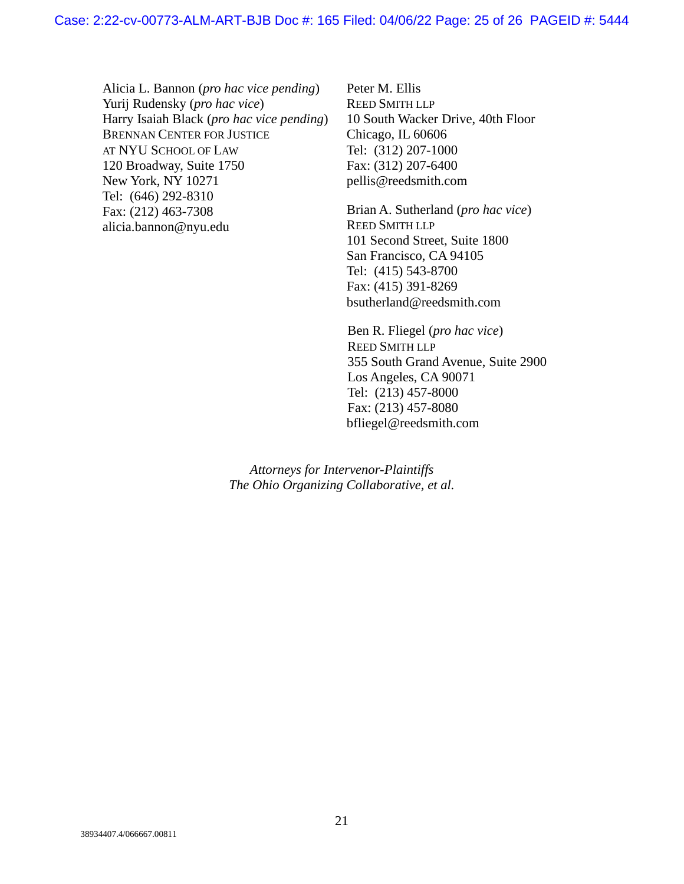Alicia L. Bannon (*pro hac vice pending*)
Yurij Rudensky (*pro hac vice*)
Harry Isaiah Black (*pro hac vice pending*)
BRENNAN CENTER FOR JUSTICE
AT NYU SCHOOL OF LAW
120 Broadway, Suite 1750
New York, NY 10271
Tel: (646) 292-8310
Fax: (212) 463-7308
alicia.bannon@nyu.edu

Peter M. Ellis
REED SMITH LLP
10 South Wacker Drive, 40th Floor
Chicago, IL 60606
Tel: (312) 207-1000
Fax: (312) 207-6400
pellis@reedsmith.com

Brian A. Sutherland (*pro hac vice*)
REED SMITH LLP
101 Second Street, Suite 1800
San Francisco, CA 94105
Tel: (415) 543-8700
Fax: (415) 391-8269
bsutherland@reedsmith.com

Ben R. Fliegel (*pro hac vice*)
REED SMITH LLP
355 South Grand Avenue, Suite 2900
Los Angeles, CA 90071
Tel: (213) 457-8000
Fax: (213) 457-8080
bfliegel@reedsmith.com

*Attorneys for Intervenor-Plaintiffs*
*The Ohio Organizing Collaborative, et al.*

38934407.4/066667.00811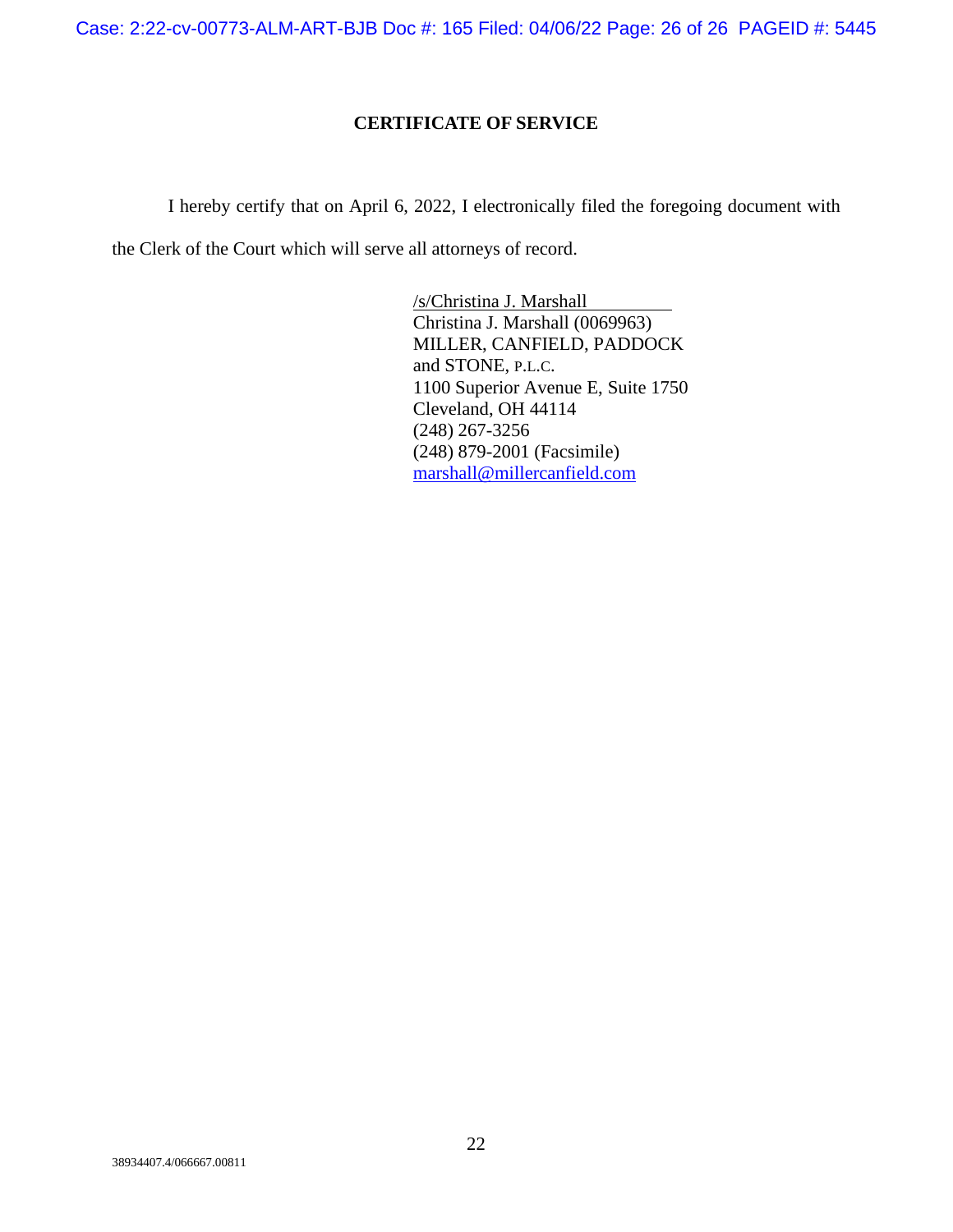## CERTIFICATE OF SERVICE

I hereby certify that on April 6, 2022, I electronically filed the foregoing document with the Clerk of the Court which will serve all attorneys of record.

/s/Christina J. Marshall
Christina J. Marshall (0069963)
MILLER, CANFIELD, PADDOCK
and STONE, P.L.C.
1100 Superior Avenue E, Suite 1750
Cleveland, OH 44114
(248) 267-3256
(248) 879-2001 (Facsimile)
marshall@millercanfield.com

38934407.4/066667.00811